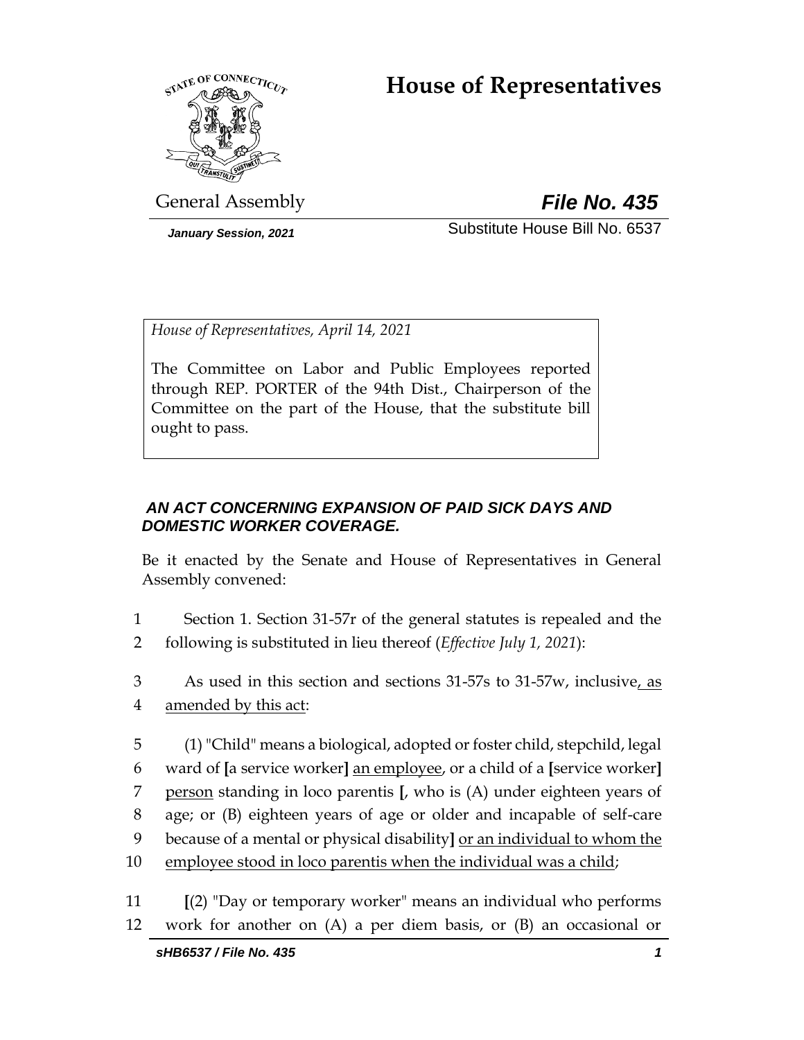# House of Representatives

General Assembly

***File No. 435***

*January Session, 2021*

Substitute House Bill No. 6537

*House of Representatives, April 14, 2021*

The Committee on Labor and Public Employees reported through REP. PORTER of the 94th Dist., Chairperson of the Committee on the part of the House, that the substitute bill ought to pass.

***AN ACT CONCERNING EXPANSION OF PAID SICK DAYS AND DOMESTIC WORKER COVERAGE.***

Be it enacted by the Senate and House of Representatives in General Assembly convened:

1 Section 1. Section 31-57r of the general statutes is repealed and the
2 following is substituted in lieu thereof (*Effective July 1, 2021*):

3 As used in this section and sections 31-57s to 31-57w, inclusive, as
4 amended by this act:

5 (1) "Child" means a biological, adopted or foster child, stepchild, legal
6 ward of [a service worker] an employee, or a child of a [service worker]
7 person standing in loco parentis [, who is (A) under eighteen years of
8 age; or (B) eighteen years of age or older and incapable of self-care
9 because of a mental or physical disability] or an individual to whom the
10 employee stood in loco parentis when the individual was a child;

11 [(2) "Day or temporary worker" means an individual who performs
12 work for another on (A) a per diem basis, or (B) an occasional or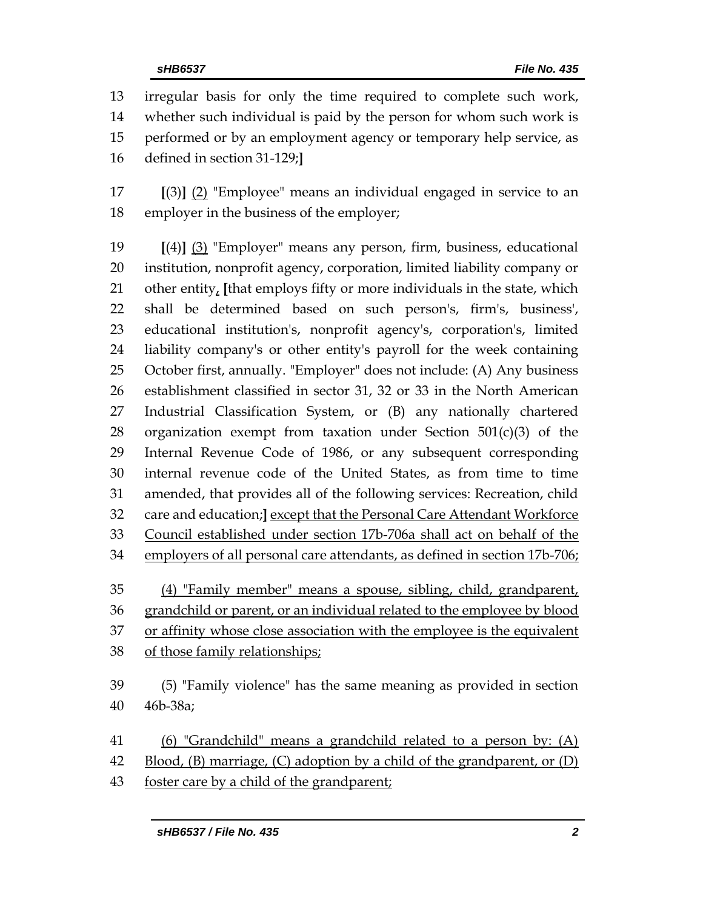irregular basis for only the time required to complete such work, whether such individual is paid by the person for whom such work is performed or by an employment agency or temporary help service, as defined in section 31-129;]

[(3)] (2) "Employee" means an individual engaged in service to an employer in the business of the employer;

[(4)] (3) "Employer" means any person, firm, business, educational institution, nonprofit agency, corporation, limited liability company or other entity, [that employs fifty or more individuals in the state, which shall be determined based on such person's, firm's, business', educational institution's, nonprofit agency's, corporation's, limited liability company's or other entity's payroll for the week containing October first, annually. "Employer" does not include: (A) Any business establishment classified in sector 31, 32 or 33 in the North American Industrial Classification System, or (B) any nationally chartered organization exempt from taxation under Section 501(c)(3) of the Internal Revenue Code of 1986, or any subsequent corresponding internal revenue code of the United States, as from time to time amended, that provides all of the following services: Recreation, child care and education;] except that the Personal Care Attendant Workforce Council established under section 17b-706a shall act on behalf of the employers of all personal care attendants, as defined in section 17b-706;

(4) "Family member" means a spouse, sibling, child, grandparent, grandchild or parent, or an individual related to the employee by blood or affinity whose close association with the employee is the equivalent of those family relationships;

(5) "Family violence" has the same meaning as provided in section 46b-38a;

(6) "Grandchild" means a grandchild related to a person by: (A) Blood, (B) marriage, (C) adoption by a child of the grandparent, or (D) foster care by a child of the grandparent;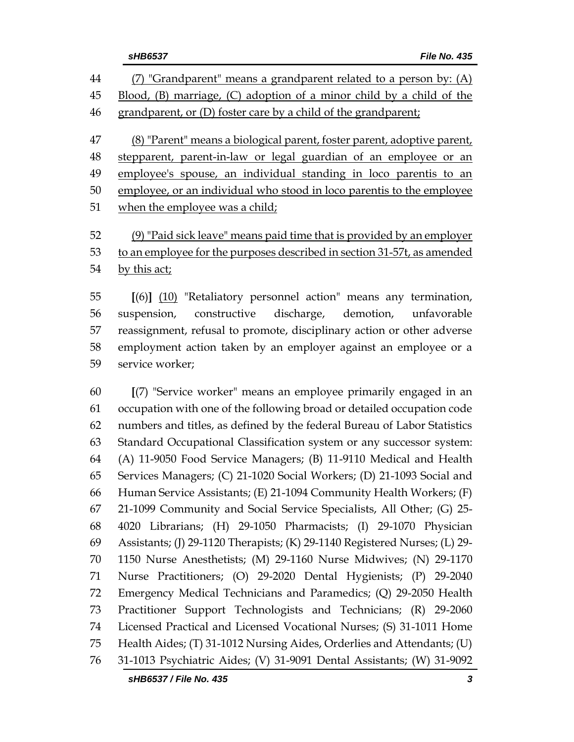(7) "Grandparent" means a grandparent related to a person by: (A) Blood, (B) marriage, (C) adoption of a minor child by a child of the grandparent, or (D) foster care by a child of the grandparent;

(8) "Parent" means a biological parent, foster parent, adoptive parent, stepparent, parent-in-law or legal guardian of an employee or an employee's spouse, an individual standing in loco parentis to an employee, or an individual who stood in loco parentis to the employee when the employee was a child;

(9) "Paid sick leave" means paid time that is provided by an employer to an employee for the purposes described in section 31-57t, as amended by this act;

[(6)] (10) "Retaliatory personnel action" means any termination, suspension, constructive discharge, demotion, unfavorable reassignment, refusal to promote, disciplinary action or other adverse employment action taken by an employer against an employee or a service worker;

[(7) "Service worker" means an employee primarily engaged in an occupation with one of the following broad or detailed occupation code numbers and titles, as defined by the federal Bureau of Labor Statistics Standard Occupational Classification system or any successor system: (A) 11-9050 Food Service Managers; (B) 11-9110 Medical and Health Services Managers; (C) 21-1020 Social Workers; (D) 21-1093 Social and Human Service Assistants; (E) 21-1094 Community Health Workers; (F) 21-1099 Community and Social Service Specialists, All Other; (G) 25-4020 Librarians; (H) 29-1050 Pharmacists; (I) 29-1070 Physician Assistants; (J) 29-1120 Therapists; (K) 29-1140 Registered Nurses; (L) 29-1150 Nurse Anesthetists; (M) 29-1160 Nurse Midwives; (N) 29-1170 Nurse Practitioners; (O) 29-2020 Dental Hygienists; (P) 29-2040 Emergency Medical Technicians and Paramedics; (Q) 29-2050 Health Practitioner Support Technologists and Technicians; (R) 29-2060 Licensed Practical and Licensed Vocational Nurses; (S) 31-1011 Home Health Aides; (T) 31-1012 Nursing Aides, Orderlies and Attendants; (U) 31-1013 Psychiatric Aides; (V) 31-9091 Dental Assistants; (W) 31-9092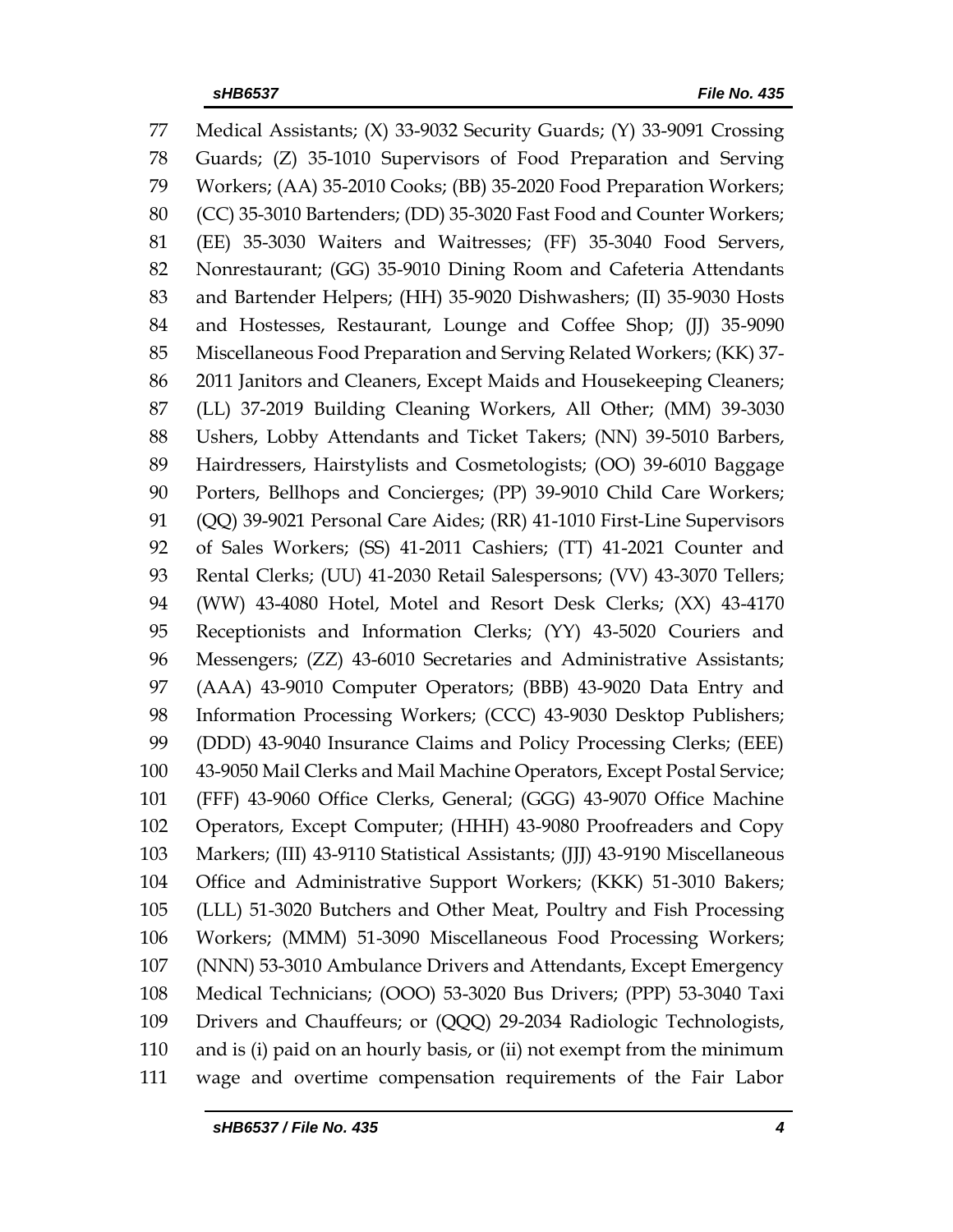Medical Assistants; (X) 33-9032 Security Guards; (Y) 33-9091 Crossing Guards; (Z) 35-1010 Supervisors of Food Preparation and Serving Workers; (AA) 35-2010 Cooks; (BB) 35-2020 Food Preparation Workers; (CC) 35-3010 Bartenders; (DD) 35-3020 Fast Food and Counter Workers; (EE) 35-3030 Waiters and Waitresses; (FF) 35-3040 Food Servers, Nonrestaurant; (GG) 35-9010 Dining Room and Cafeteria Attendants and Bartender Helpers; (HH) 35-9020 Dishwashers; (II) 35-9030 Hosts and Hostesses, Restaurant, Lounge and Coffee Shop; (JJ) 35-9090 Miscellaneous Food Preparation and Serving Related Workers; (KK) 37-2011 Janitors and Cleaners, Except Maids and Housekeeping Cleaners; (LL) 37-2019 Building Cleaning Workers, All Other; (MM) 39-3030 Ushers, Lobby Attendants and Ticket Takers; (NN) 39-5010 Barbers, Hairdressers, Hairstylists and Cosmetologists; (OO) 39-6010 Baggage Porters, Bellhops and Concierges; (PP) 39-9010 Child Care Workers; (QQ) 39-9021 Personal Care Aides; (RR) 41-1010 First-Line Supervisors of Sales Workers; (SS) 41-2011 Cashiers; (TT) 41-2021 Counter and Rental Clerks; (UU) 41-2030 Retail Salespersons; (VV) 43-3070 Tellers; (WW) 43-4080 Hotel, Motel and Resort Desk Clerks; (XX) 43-4170 Receptionists and Information Clerks; (YY) 43-5020 Couriers and Messengers; (ZZ) 43-6010 Secretaries and Administrative Assistants; (AAA) 43-9010 Computer Operators; (BBB) 43-9020 Data Entry and Information Processing Workers; (CCC) 43-9030 Desktop Publishers; (DDD) 43-9040 Insurance Claims and Policy Processing Clerks; (EEE) 43-9050 Mail Clerks and Mail Machine Operators, Except Postal Service; (FFF) 43-9060 Office Clerks, General; (GGG) 43-9070 Office Machine Operators, Except Computer; (HHH) 43-9080 Proofreaders and Copy Markers; (III) 43-9110 Statistical Assistants; (JJJ) 43-9190 Miscellaneous Office and Administrative Support Workers; (KKK) 51-3010 Bakers; (LLL) 51-3020 Butchers and Other Meat, Poultry and Fish Processing Workers; (MMM) 51-3090 Miscellaneous Food Processing Workers; (NNN) 53-3010 Ambulance Drivers and Attendants, Except Emergency Medical Technicians; (OOO) 53-3020 Bus Drivers; (PPP) 53-3040 Taxi Drivers and Chauffeurs; or (QQQ) 29-2034 Radiologic Technologists, and is (i) paid on an hourly basis, or (ii) not exempt from the minimum wage and overtime compensation requirements of the Fair Labor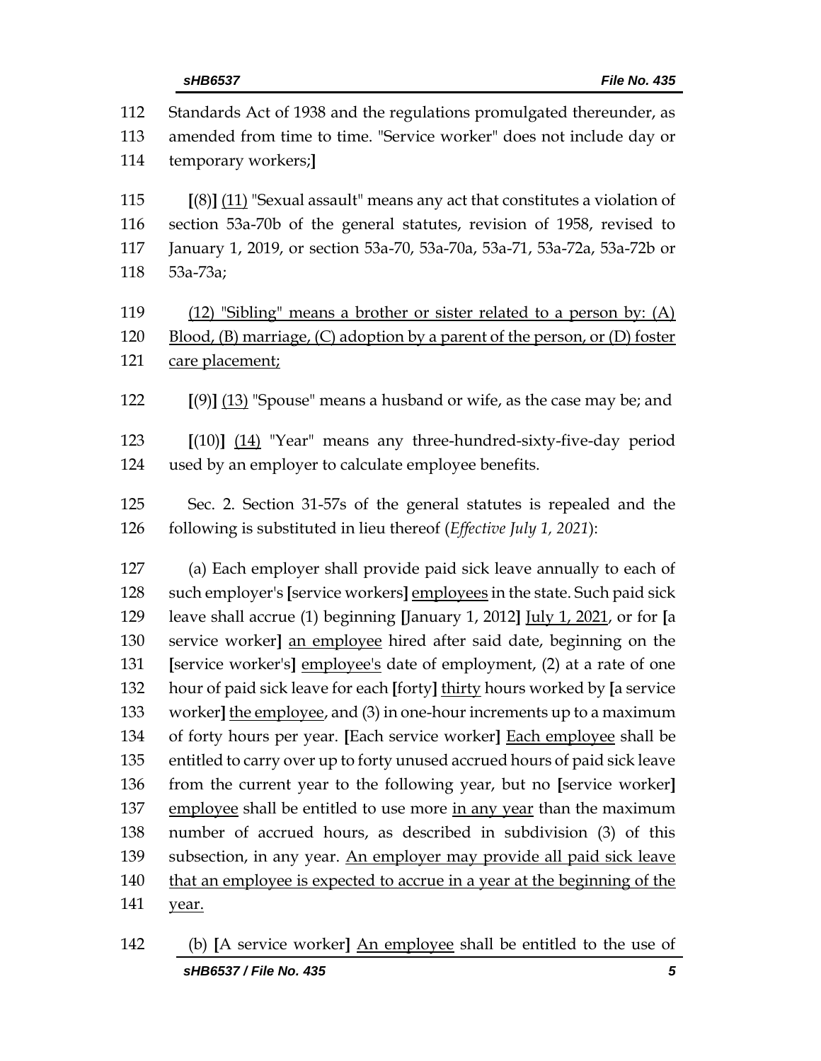112 Standards Act of 1938 and the regulations promulgated thereunder, as
113 amended from time to time. "Service worker" does not include day or
114 temporary workers;]

115 [(8)] (11) "Sexual assault" means any act that constitutes a violation of
116 section 53a-70b of the general statutes, revision of 1958, revised to
117 January 1, 2019, or section 53a-70, 53a-70a, 53a-71, 53a-72a, 53a-72b or
118 53a-73a;

119 (12) "Sibling" means a brother or sister related to a person by: (A)
120 Blood, (B) marriage, (C) adoption by a parent of the person, or (D) foster
121 care placement;

122 [(9)] (13) "Spouse" means a husband or wife, as the case may be; and

123 [(10)] (14) "Year" means any three-hundred-sixty-five-day period
124 used by an employer to calculate employee benefits.

125 Sec. 2. Section 31-57s of the general statutes is repealed and the
126 following is substituted in lieu thereof (*Effective July 1, 2021*):

127 (a) Each employer shall provide paid sick leave annually to each of
128 such employer's [service workers] employees in the state. Such paid sick
129 leave shall accrue (1) beginning [January 1, 2012] July 1, 2021, or for [a
130 service worker] an employee hired after said date, beginning on the
131 [service worker's] employee's date of employment, (2) at a rate of one
132 hour of paid sick leave for each [forty] thirty hours worked by [a service
133 worker] the employee, and (3) in one-hour increments up to a maximum
134 of forty hours per year. [Each service worker] Each employee shall be
135 entitled to carry over up to forty unused accrued hours of paid sick leave
136 from the current year to the following year, but no [service worker]
137 employee shall be entitled to use more in any year than the maximum
138 number of accrued hours, as described in subdivision (3) of this
139 subsection, in any year. An employer may provide all paid sick leave
140 that an employee is expected to accrue in a year at the beginning of the
141 year.

142 (b) [A service worker] An employee shall be entitled to the use of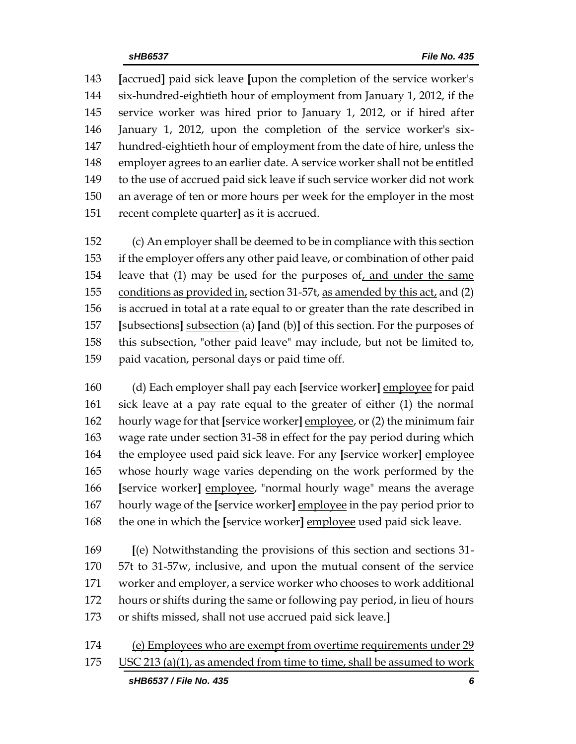143 **[**accrued**]** paid sick leave **[**upon the completion of the service worker's
144 six-hundred-eightieth hour of employment from January 1, 2012, if the
145 service worker was hired prior to January 1, 2012, or if hired after
146 January 1, 2012, upon the completion of the service worker's six-
147 hundred-eightieth hour of employment from the date of hire, unless the
148 employer agrees to an earlier date. A service worker shall not be entitled
149 to the use of accrued paid sick leave if such service worker did not work
150 an average of ten or more hours per week for the employer in the most
151 recent complete quarter**]** <u>as it is accrued</u>.

152 (c) An employer shall be deemed to be in compliance with this section
153 if the employer offers any other paid leave, or combination of other paid
154 leave that (1) may be used for the purposes of<u>, and under the same</u>
155 <u>conditions as provided in,</u> section 31-57t, <u>as amended by this act,</u> and (2)
156 is accrued in total at a rate equal to or greater than the rate described in
157 **[**subsections**]** <u>subsection</u> (a) **[**and (b)**]** of this section. For the purposes of
158 this subsection, "other paid leave" may include, but not be limited to,
159 paid vacation, personal days or paid time off.

160 (d) Each employer shall pay each **[**service worker**]** <u>employee</u> for paid
161 sick leave at a pay rate equal to the greater of either (1) the normal
162 hourly wage for that **[**service worker**]** <u>employee</u>, or (2) the minimum fair
163 wage rate under section 31-58 in effect for the pay period during which
164 the employee used paid sick leave. For any **[**service worker**]** <u>employee</u>
165 whose hourly wage varies depending on the work performed by the
166 **[**service worker**]** <u>employee</u>, "normal hourly wage" means the average
167 hourly wage of the **[**service worker**]** <u>employee</u> in the pay period prior to
168 the one in which the **[**service worker**]** <u>employee</u> used paid sick leave.

169 **[**(e) Notwithstanding the provisions of this section and sections 31-
170 57t to 31-57w, inclusive, and upon the mutual consent of the service
171 worker and employer, a service worker who chooses to work additional
172 hours or shifts during the same or following pay period, in lieu of hours
173 or shifts missed, shall not use accrued paid sick leave.**]**

174 <u>(e) Employees who are exempt from overtime requirements under 29</u>
175 <u>USC 213 (a)(1), as amended from time to time, shall be assumed to work</u>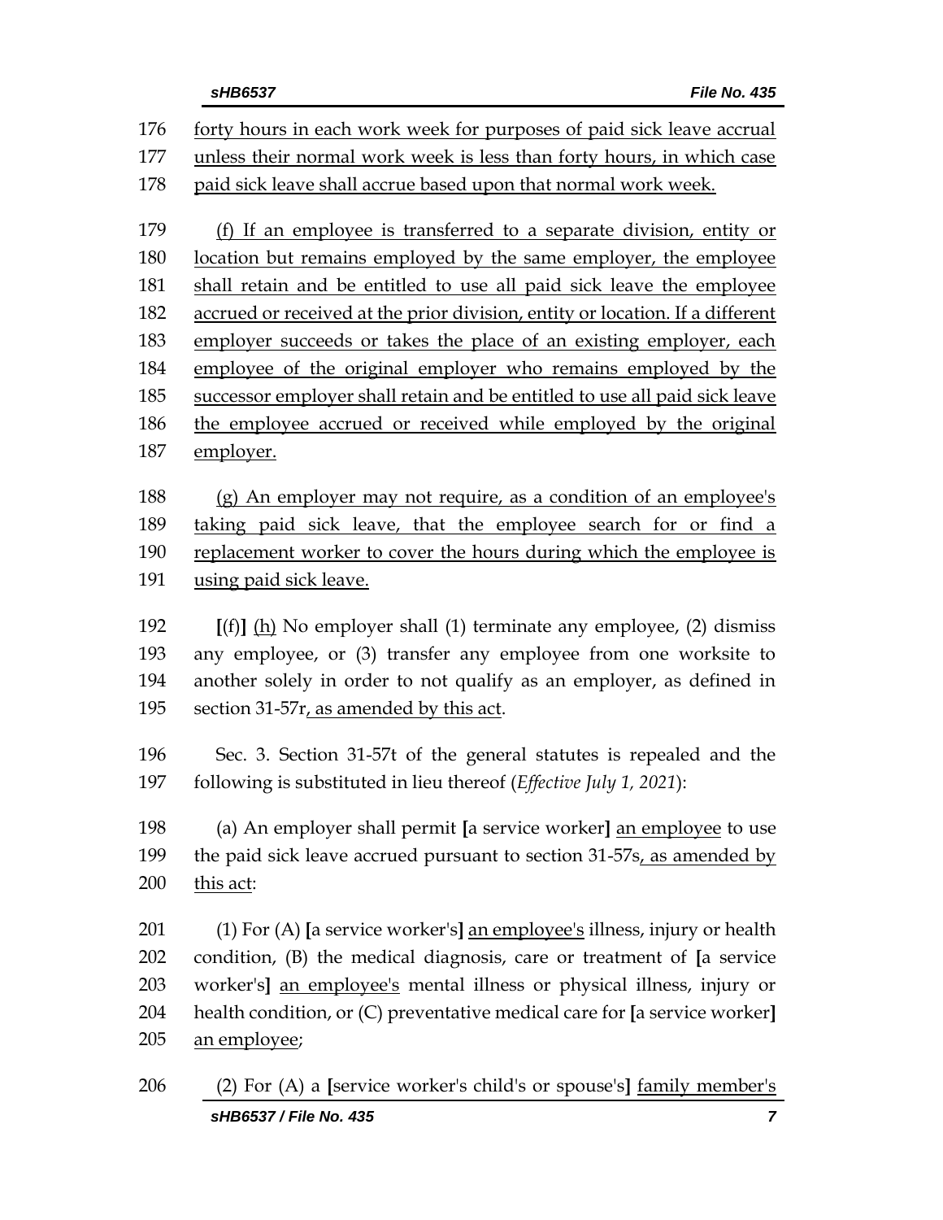forty hours in each work week for purposes of paid sick leave accrual unless their normal work week is less than forty hours, in which case paid sick leave shall accrue based upon that normal work week.

(f) If an employee is transferred to a separate division, entity or location but remains employed by the same employer, the employee shall retain and be entitled to use all paid sick leave the employee accrued or received at the prior division, entity or location. If a different employer succeeds or takes the place of an existing employer, each employee of the original employer who remains employed by the successor employer shall retain and be entitled to use all paid sick leave the employee accrued or received while employed by the original employer.

(g) An employer may not require, as a condition of an employee's taking paid sick leave, that the employee search for or find a replacement worker to cover the hours during which the employee is using paid sick leave.

**[**(f)**]** (h) No employer shall (1) terminate any employee, (2) dismiss any employee, or (3) transfer any employee from one worksite to another solely in order to not qualify as an employer, as defined in section 31-57r, as amended by this act.

Sec. 3. Section 31-57t of the general statutes is repealed and the following is substituted in lieu thereof (*Effective July 1, 2021*):

(a) An employer shall permit **[**a service worker**]** an employee to use the paid sick leave accrued pursuant to section 31-57s, as amended by this act:

(1) For (A) **[**a service worker's**]** an employee's illness, injury or health condition, (B) the medical diagnosis, care or treatment of **[**a service worker's**]** an employee's mental illness or physical illness, injury or health condition, or (C) preventative medical care for **[**a service worker**]** an employee;

(2) For (A) a **[**service worker's child's or spouse's**]** family member's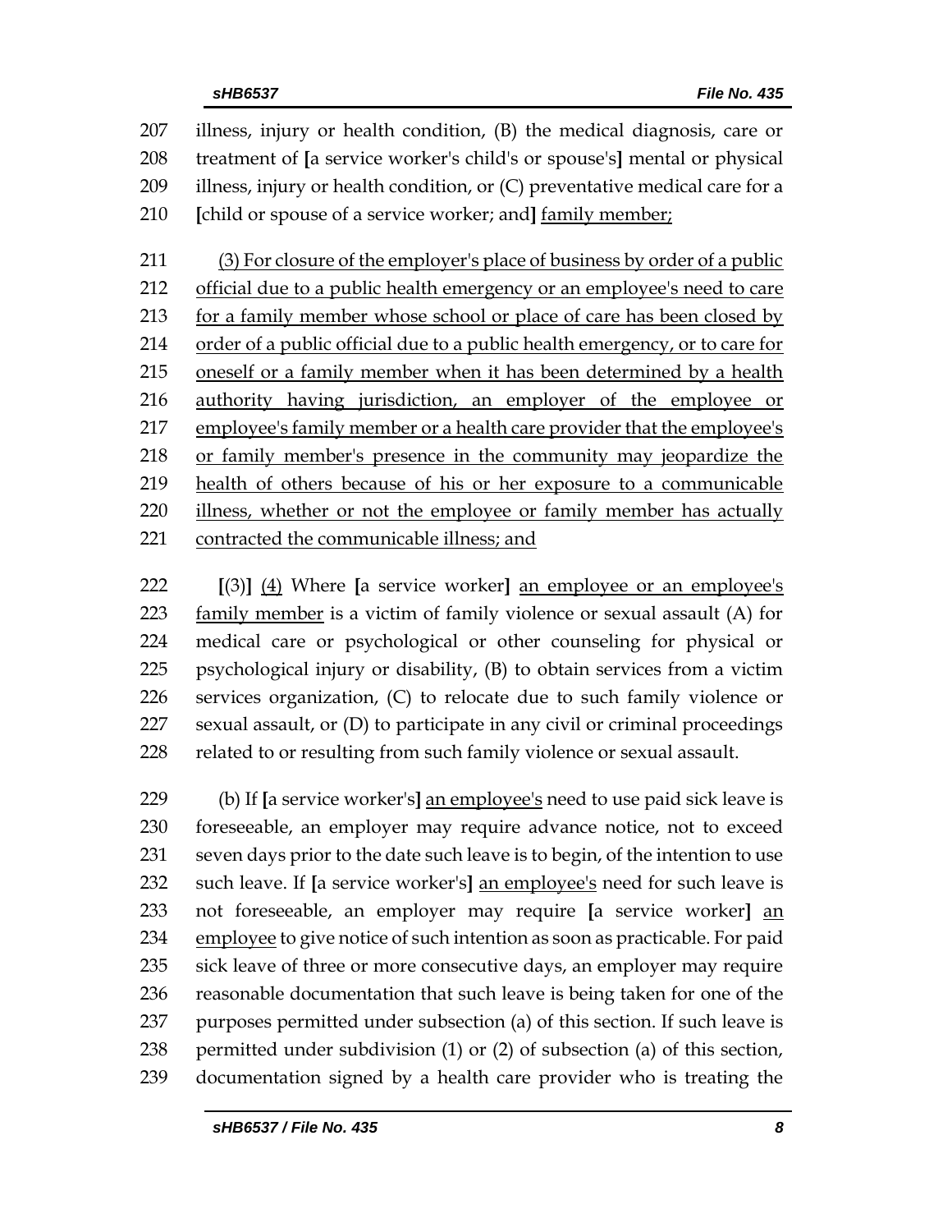illness, injury or health condition, (B) the medical diagnosis, care or treatment of [a service worker's child's or spouse's] mental or physical illness, injury or health condition, or (C) preventative medical care for a [child or spouse of a service worker; and] <u>family member;</u>

<u>(3) For closure of the employer's place of business by order of a public official due to a public health emergency or an employee's need to care for a family member whose school or place of care has been closed by order of a public official due to a public health emergency, or to care for oneself or a family member when it has been determined by a health authority having jurisdiction, an employer of the employee or employee's family member or a health care provider that the employee's or family member's presence in the community may jeopardize the health of others because of his or her exposure to a communicable illness, whether or not the employee or family member has actually contracted the communicable illness; and</u>

[(3)] <u>(4)</u> Where [a service worker] <u>an employee or an employee's family member</u> is a victim of family violence or sexual assault (A) for medical care or psychological or other counseling for physical or psychological injury or disability, (B) to obtain services from a victim services organization, (C) to relocate due to such family violence or sexual assault, or (D) to participate in any civil or criminal proceedings related to or resulting from such family violence or sexual assault.

(b) If [a service worker's] <u>an employee's</u> need to use paid sick leave is foreseeable, an employer may require advance notice, not to exceed seven days prior to the date such leave is to begin, of the intention to use such leave. If [a service worker's] <u>an employee's</u> need for such leave is not foreseeable, an employer may require [a service worker] <u>an employee</u> to give notice of such intention as soon as practicable. For paid sick leave of three or more consecutive days, an employer may require reasonable documentation that such leave is being taken for one of the purposes permitted under subsection (a) of this section. If such leave is permitted under subdivision (1) or (2) of subsection (a) of this section, documentation signed by a health care provider who is treating the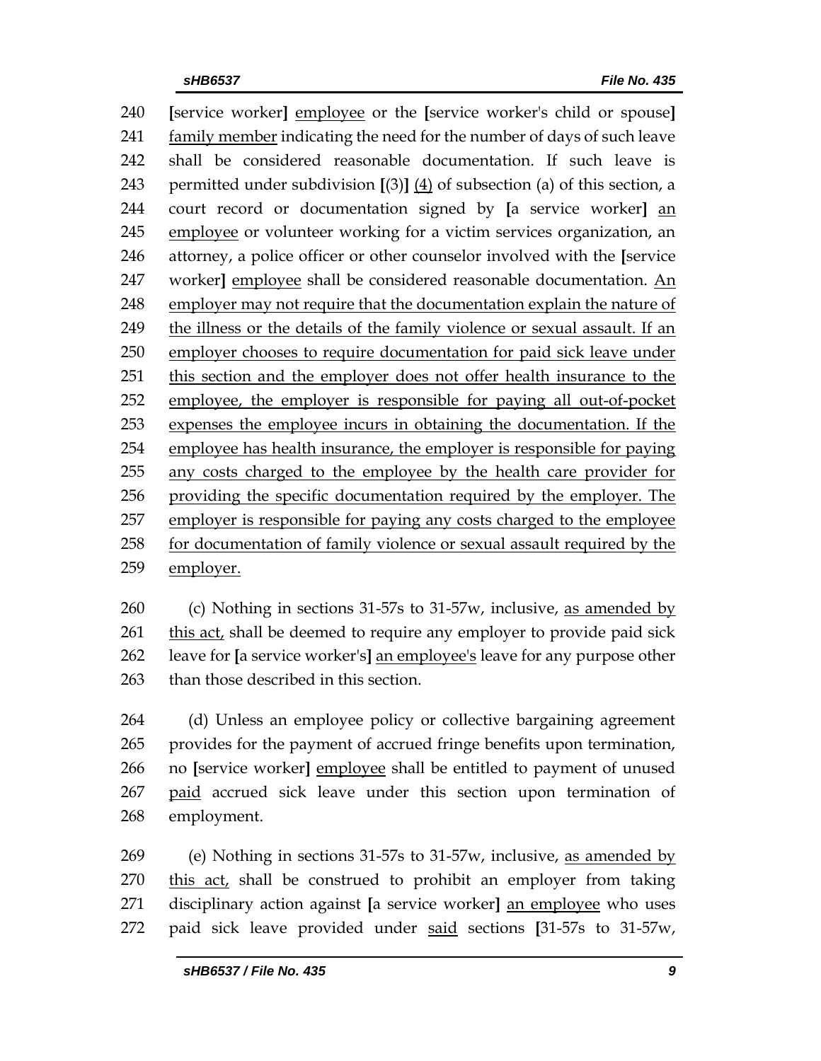[service worker] employee or the [service worker's child or spouse] family member indicating the need for the number of days of such leave shall be considered reasonable documentation. If such leave is permitted under subdivision [(3)] (4) of subsection (a) of this section, a court record or documentation signed by [a service worker] an employee or volunteer working for a victim services organization, an attorney, a police officer or other counselor involved with the [service worker] employee shall be considered reasonable documentation. An employer may not require that the documentation explain the nature of the illness or the details of the family violence or sexual assault. If an employer chooses to require documentation for paid sick leave under this section and the employer does not offer health insurance to the employee, the employer is responsible for paying all out-of-pocket expenses the employee incurs in obtaining the documentation. If the employee has health insurance, the employer is responsible for paying any costs charged to the employee by the health care provider for providing the specific documentation required by the employer. The employer is responsible for paying any costs charged to the employee for documentation of family violence or sexual assault required by the employer.

(c) Nothing in sections 31-57s to 31-57w, inclusive, as amended by this act, shall be deemed to require any employer to provide paid sick leave for [a service worker's] an employee's leave for any purpose other than those described in this section.

(d) Unless an employee policy or collective bargaining agreement provides for the payment of accrued fringe benefits upon termination, no [service worker] employee shall be entitled to payment of unused paid accrued sick leave under this section upon termination of employment.

(e) Nothing in sections 31-57s to 31-57w, inclusive, as amended by this act, shall be construed to prohibit an employer from taking disciplinary action against [a service worker] an employee who uses paid sick leave provided under said sections [31-57s to 31-57w,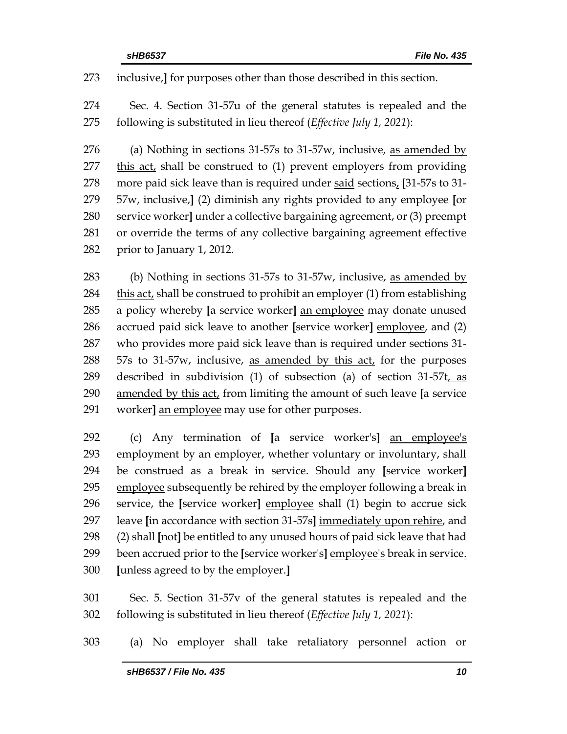273 inclusive,] for purposes other than those described in this section.

274 Sec. 4. Section 31-57u of the general statutes is repealed and the
275 following is substituted in lieu thereof (*Effective July 1, 2021*):

276 (a) Nothing in sections 31-57s to 31-57w, inclusive, <u>as amended by</u>
277 <u>this act,</u> shall be construed to (1) prevent employers from providing
278 more paid sick leave than is required under <u>said</u> sections<u>,</u> [31-57s to 31-
279 57w, inclusive,] (2) diminish any rights provided to any employee [or
280 service worker] under a collective bargaining agreement, or (3) preempt
281 or override the terms of any collective bargaining agreement effective
282 prior to January 1, 2012.

283 (b) Nothing in sections 31-57s to 31-57w, inclusive, <u>as amended by</u>
284 <u>this act,</u> shall be construed to prohibit an employer (1) from establishing
285 a policy whereby [a service worker] <u>an employee</u> may donate unused
286 accrued paid sick leave to another [service worker] <u>employee</u>, and (2)
287 who provides more paid sick leave than is required under sections 31-
288 57s to 31-57w, inclusive, <u>as amended by this act,</u> for the purposes
289 described in subdivision (1) of subsection (a) of section 31-57t<u>, as</u>
290 <u>amended by this act,</u> from limiting the amount of such leave [a service
291 worker] <u>an employee</u> may use for other purposes.

292 (c) Any termination of [a service worker's] <u>an employee's</u>
293 employment by an employer, whether voluntary or involuntary, shall
294 be construed as a break in service. Should any [service worker]
295 <u>employee</u> subsequently be rehired by the employer following a break in
296 service, the [service worker] <u>employee</u> shall (1) begin to accrue sick
297 leave [in accordance with section 31-57s] <u>immediately upon rehire</u>, and
298 (2) shall [not] be entitled to any unused hours of paid sick leave that had
299 been accrued prior to the [service worker's] <u>employee's</u> break in service<u>.</u>
300 [unless agreed to by the employer.]

301 Sec. 5. Section 31-57v of the general statutes is repealed and the
302 following is substituted in lieu thereof (*Effective July 1, 2021*):

303 (a) No employer shall take retaliatory personnel action or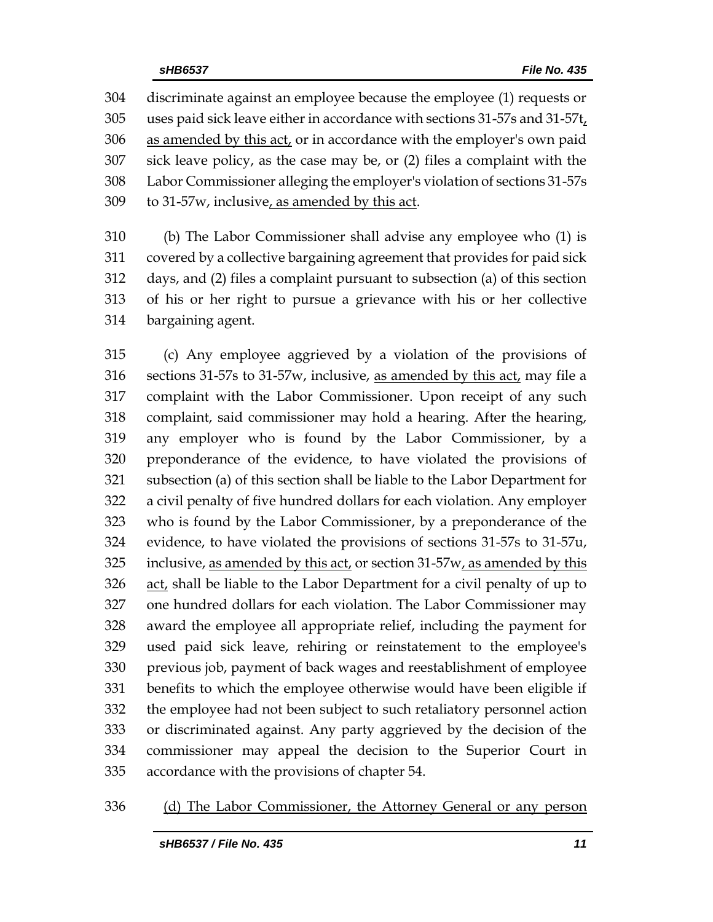discriminate against an employee because the employee (1) requests or uses paid sick leave either in accordance with sections 31-57s and 31-57t, as amended by this act, or in accordance with the employer's own paid sick leave policy, as the case may be, or (2) files a complaint with the Labor Commissioner alleging the employer's violation of sections 31-57s to 31-57w, inclusive, as amended by this act.

(b) The Labor Commissioner shall advise any employee who (1) is covered by a collective bargaining agreement that provides for paid sick days, and (2) files a complaint pursuant to subsection (a) of this section of his or her right to pursue a grievance with his or her collective bargaining agent.

(c) Any employee aggrieved by a violation of the provisions of sections 31-57s to 31-57w, inclusive, as amended by this act, may file a complaint with the Labor Commissioner. Upon receipt of any such complaint, said commissioner may hold a hearing. After the hearing, any employer who is found by the Labor Commissioner, by a preponderance of the evidence, to have violated the provisions of subsection (a) of this section shall be liable to the Labor Department for a civil penalty of five hundred dollars for each violation. Any employer who is found by the Labor Commissioner, by a preponderance of the evidence, to have violated the provisions of sections 31-57s to 31-57u, inclusive, as amended by this act, or section 31-57w, as amended by this act, shall be liable to the Labor Department for a civil penalty of up to one hundred dollars for each violation. The Labor Commissioner may award the employee all appropriate relief, including the payment for used paid sick leave, rehiring or reinstatement to the employee's previous job, payment of back wages and reestablishment of employee benefits to which the employee otherwise would have been eligible if the employee had not been subject to such retaliatory personnel action or discriminated against. Any party aggrieved by the decision of the commissioner may appeal the decision to the Superior Court in accordance with the provisions of chapter 54.

(d) The Labor Commissioner, the Attorney General or any person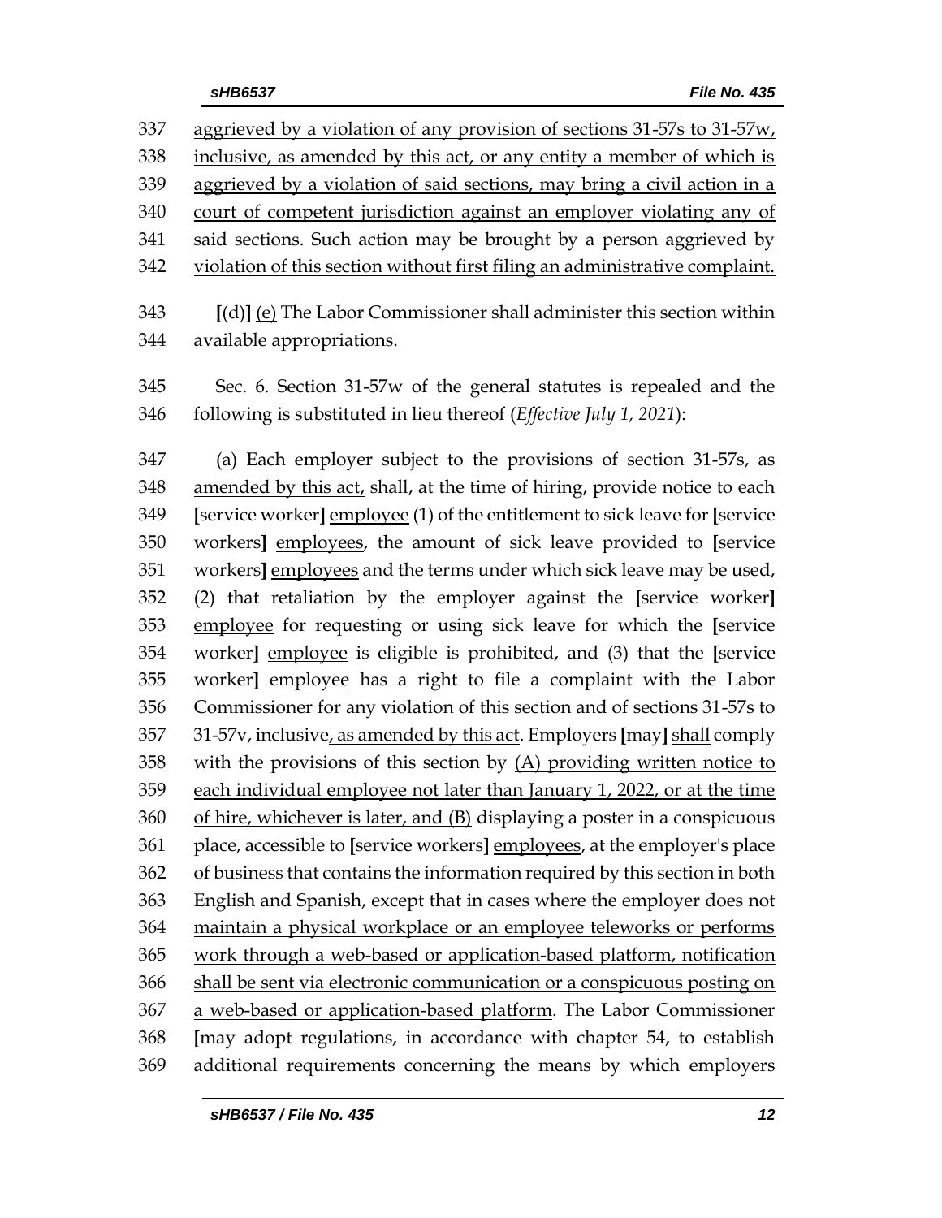337 aggrieved by a violation of any provision of sections 31-57s to 31-57w,
338 inclusive, as amended by this act, or any entity a member of which is
339 aggrieved by a violation of said sections, may bring a civil action in a
340 court of competent jurisdiction against an employer violating any of
341 said sections. Such action may be brought by a person aggrieved by
342 violation of this section without first filing an administrative complaint.

343 [(d)] (e) The Labor Commissioner shall administer this section within
344 available appropriations.

345 Sec. 6. Section 31-57w of the general statutes is repealed and the
346 following is substituted in lieu thereof (*Effective July 1, 2021*):

347 (a) Each employer subject to the provisions of section 31-57s, as
348 amended by this act, shall, at the time of hiring, provide notice to each
349 [service worker] employee (1) of the entitlement to sick leave for [service
350 workers] employees, the amount of sick leave provided to [service
351 workers] employees and the terms under which sick leave may be used,
352 (2) that retaliation by the employer against the [service worker]
353 employee for requesting or using sick leave for which the [service
354 worker] employee is eligible is prohibited, and (3) that the [service
355 worker] employee has a right to file a complaint with the Labor
356 Commissioner for any violation of this section and of sections 31-57s to
357 31-57v, inclusive, as amended by this act. Employers [may] shall comply
358 with the provisions of this section by (A) providing written notice to
359 each individual employee not later than January 1, 2022, or at the time
360 of hire, whichever is later, and (B) displaying a poster in a conspicuous
361 place, accessible to [service workers] employees, at the employer's place
362 of business that contains the information required by this section in both
363 English and Spanish, except that in cases where the employer does not
364 maintain a physical workplace or an employee teleworks or performs
365 work through a web-based or application-based platform, notification
366 shall be sent via electronic communication or a conspicuous posting on
367 a web-based or application-based platform. The Labor Commissioner
368 [may adopt regulations, in accordance with chapter 54, to establish
369 additional requirements concerning the means by which employers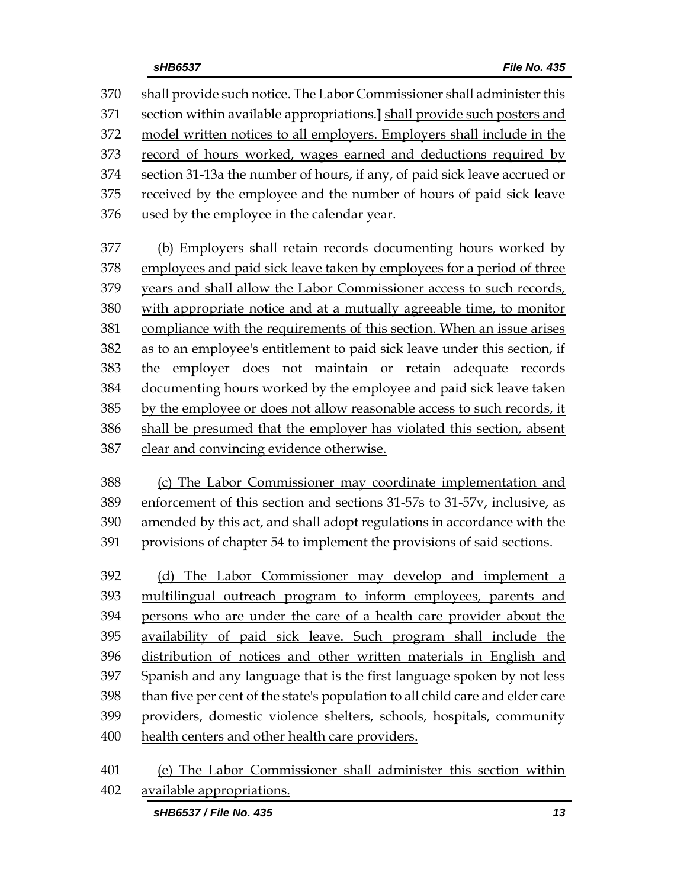370 shall provide such notice. The Labor Commissioner shall administer this
371 section within available appropriations.] shall provide such posters and
372 model written notices to all employers. Employers shall include in the
373 record of hours worked, wages earned and deductions required by
374 section 31-13a the number of hours, if any, of paid sick leave accrued or
375 received by the employee and the number of hours of paid sick leave
376 used by the employee in the calendar year.

377 (b) Employers shall retain records documenting hours worked by
378 employees and paid sick leave taken by employees for a period of three
379 years and shall allow the Labor Commissioner access to such records,
380 with appropriate notice and at a mutually agreeable time, to monitor
381 compliance with the requirements of this section. When an issue arises
382 as to an employee's entitlement to paid sick leave under this section, if
383 the employer does not maintain or retain adequate records
384 documenting hours worked by the employee and paid sick leave taken
385 by the employee or does not allow reasonable access to such records, it
386 shall be presumed that the employer has violated this section, absent
387 clear and convincing evidence otherwise.

388 (c) The Labor Commissioner may coordinate implementation and
389 enforcement of this section and sections 31-57s to 31-57v, inclusive, as
390 amended by this act, and shall adopt regulations in accordance with the
391 provisions of chapter 54 to implement the provisions of said sections.

392 (d) The Labor Commissioner may develop and implement a
393 multilingual outreach program to inform employees, parents and
394 persons who are under the care of a health care provider about the
395 availability of paid sick leave. Such program shall include the
396 distribution of notices and other written materials in English and
397 Spanish and any language that is the first language spoken by not less
398 than five per cent of the state's population to all child care and elder care
399 providers, domestic violence shelters, schools, hospitals, community
400 health centers and other health care providers.

401 (e) The Labor Commissioner shall administer this section within
402 available appropriations.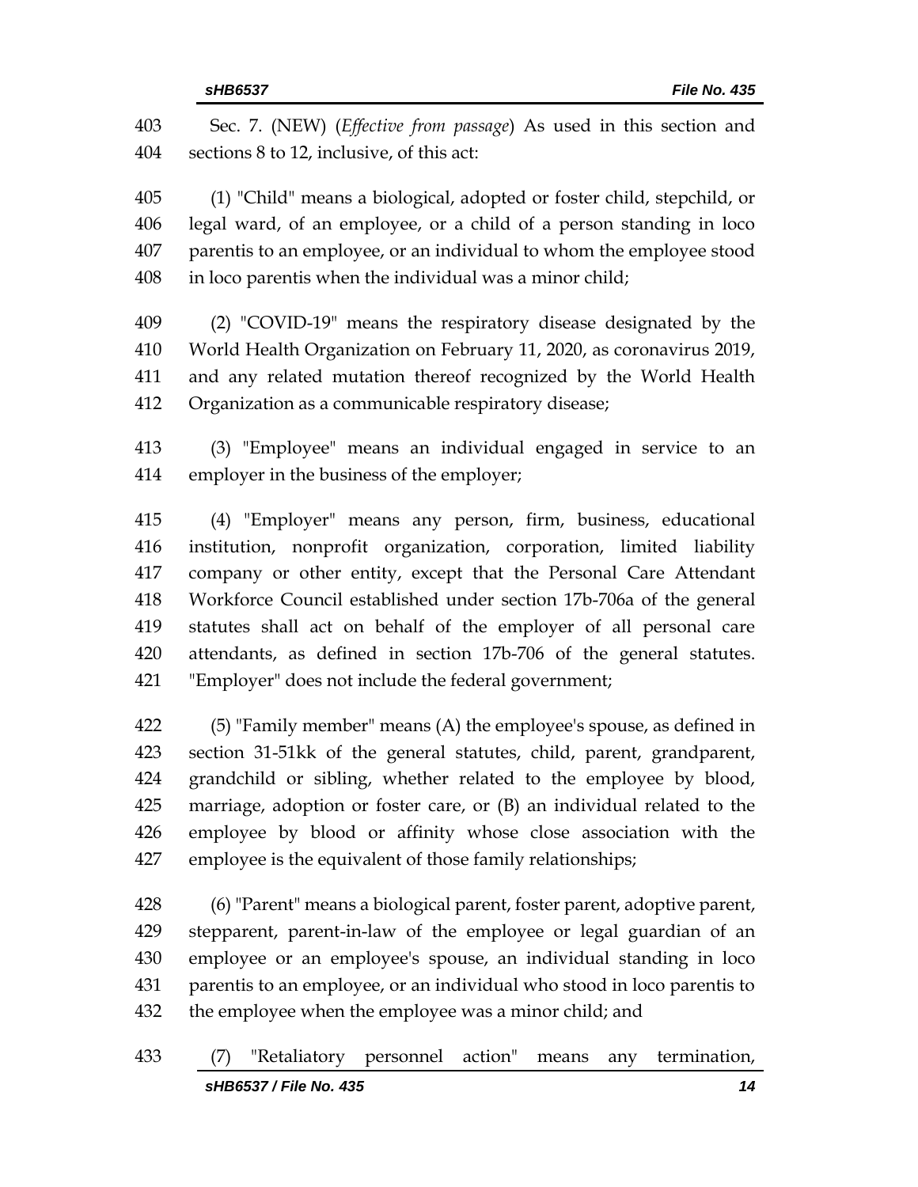Sec. 7. (NEW) (*Effective from passage*) As used in this section and sections 8 to 12, inclusive, of this act:

(1) "Child" means a biological, adopted or foster child, stepchild, or legal ward, of an employee, or a child of a person standing in loco parentis to an employee, or an individual to whom the employee stood in loco parentis when the individual was a minor child;

(2) "COVID-19" means the respiratory disease designated by the World Health Organization on February 11, 2020, as coronavirus 2019, and any related mutation thereof recognized by the World Health Organization as a communicable respiratory disease;

(3) "Employee" means an individual engaged in service to an employer in the business of the employer;

(4) "Employer" means any person, firm, business, educational institution, nonprofit organization, corporation, limited liability company or other entity, except that the Personal Care Attendant Workforce Council established under section 17b-706a of the general statutes shall act on behalf of the employer of all personal care attendants, as defined in section 17b-706 of the general statutes. "Employer" does not include the federal government;

(5) "Family member" means (A) the employee's spouse, as defined in section 31-51kk of the general statutes, child, parent, grandparent, grandchild or sibling, whether related to the employee by blood, marriage, adoption or foster care, or (B) an individual related to the employee by blood or affinity whose close association with the employee is the equivalent of those family relationships;

(6) "Parent" means a biological parent, foster parent, adoptive parent, stepparent, parent-in-law of the employee or legal guardian of an employee or an employee's spouse, an individual standing in loco parentis to an employee, or an individual who stood in loco parentis to the employee when the employee was a minor child; and

(7) "Retaliatory personnel action" means any termination,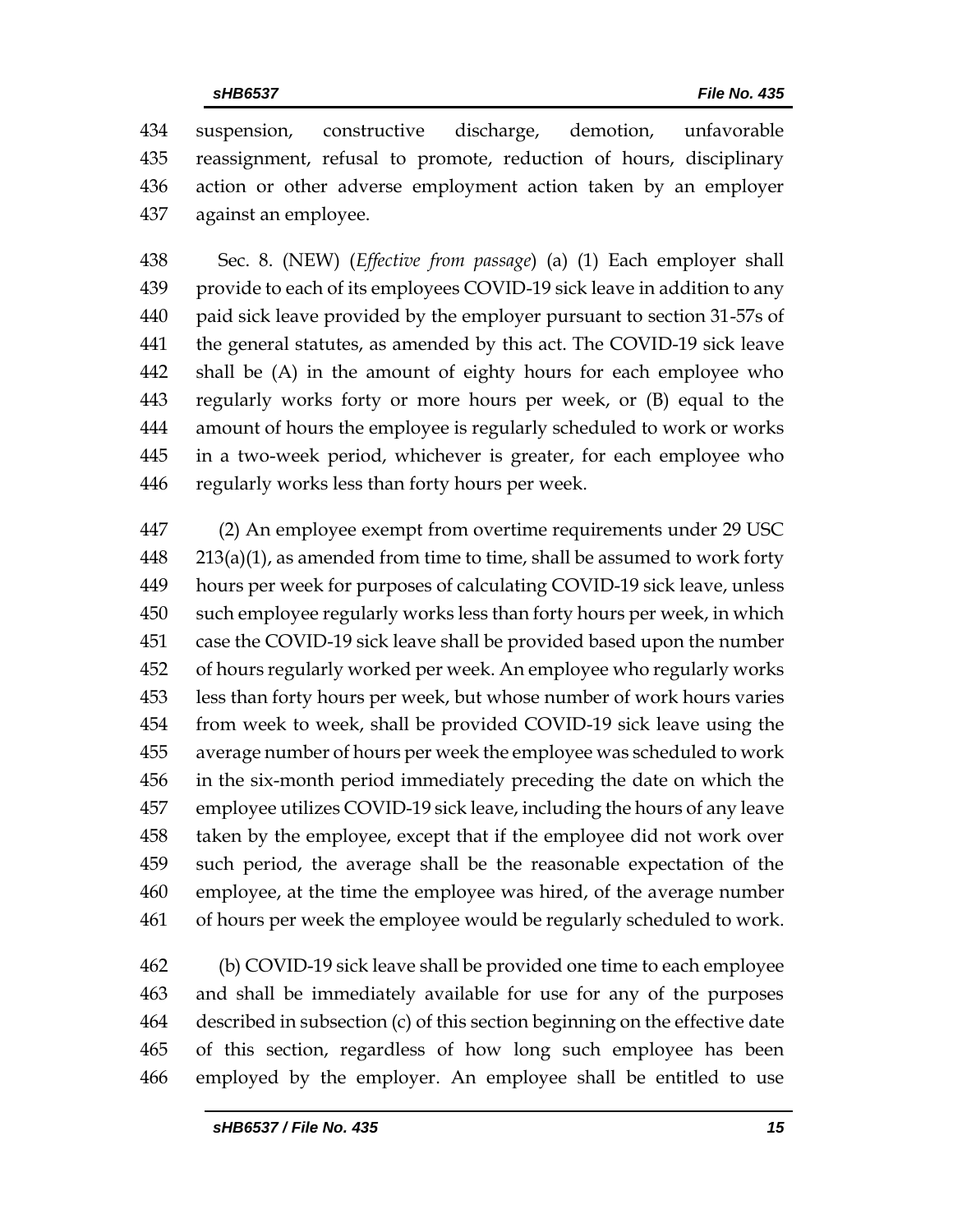suspension, constructive discharge, demotion, unfavorable reassignment, refusal to promote, reduction of hours, disciplinary action or other adverse employment action taken by an employer against an employee.

Sec. 8. (NEW) (*Effective from passage*) (a) (1) Each employer shall provide to each of its employees COVID-19 sick leave in addition to any paid sick leave provided by the employer pursuant to section 31-57s of the general statutes, as amended by this act. The COVID-19 sick leave shall be (A) in the amount of eighty hours for each employee who regularly works forty or more hours per week, or (B) equal to the amount of hours the employee is regularly scheduled to work or works in a two-week period, whichever is greater, for each employee who regularly works less than forty hours per week.

(2) An employee exempt from overtime requirements under 29 USC 213(a)(1), as amended from time to time, shall be assumed to work forty hours per week for purposes of calculating COVID-19 sick leave, unless such employee regularly works less than forty hours per week, in which case the COVID-19 sick leave shall be provided based upon the number of hours regularly worked per week. An employee who regularly works less than forty hours per week, but whose number of work hours varies from week to week, shall be provided COVID-19 sick leave using the average number of hours per week the employee was scheduled to work in the six-month period immediately preceding the date on which the employee utilizes COVID-19 sick leave, including the hours of any leave taken by the employee, except that if the employee did not work over such period, the average shall be the reasonable expectation of the employee, at the time the employee was hired, of the average number of hours per week the employee would be regularly scheduled to work.

(b) COVID-19 sick leave shall be provided one time to each employee and shall be immediately available for use for any of the purposes described in subsection (c) of this section beginning on the effective date of this section, regardless of how long such employee has been employed by the employer. An employee shall be entitled to use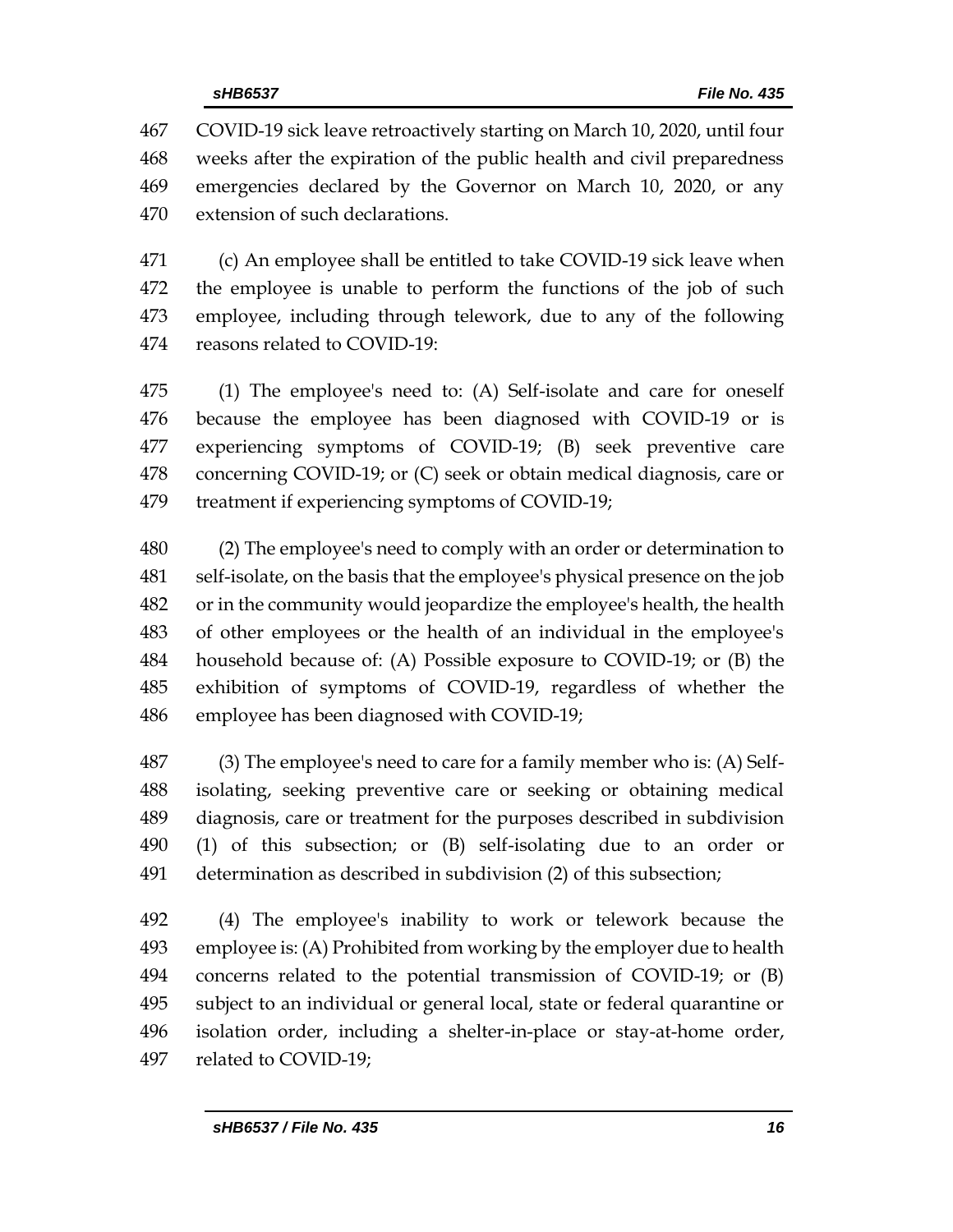COVID-19 sick leave retroactively starting on March 10, 2020, until four weeks after the expiration of the public health and civil preparedness emergencies declared by the Governor on March 10, 2020, or any extension of such declarations.

(c) An employee shall be entitled to take COVID-19 sick leave when the employee is unable to perform the functions of the job of such employee, including through telework, due to any of the following reasons related to COVID-19:

(1) The employee's need to: (A) Self-isolate and care for oneself because the employee has been diagnosed with COVID-19 or is experiencing symptoms of COVID-19; (B) seek preventive care concerning COVID-19; or (C) seek or obtain medical diagnosis, care or treatment if experiencing symptoms of COVID-19;

(2) The employee's need to comply with an order or determination to self-isolate, on the basis that the employee's physical presence on the job or in the community would jeopardize the employee's health, the health of other employees or the health of an individual in the employee's household because of: (A) Possible exposure to COVID-19; or (B) the exhibition of symptoms of COVID-19, regardless of whether the employee has been diagnosed with COVID-19;

(3) The employee's need to care for a family member who is: (A) Self-isolating, seeking preventive care or seeking or obtaining medical diagnosis, care or treatment for the purposes described in subdivision (1) of this subsection; or (B) self-isolating due to an order or determination as described in subdivision (2) of this subsection;

(4) The employee's inability to work or telework because the employee is: (A) Prohibited from working by the employer due to health concerns related to the potential transmission of COVID-19; or (B) subject to an individual or general local, state or federal quarantine or isolation order, including a shelter-in-place or stay-at-home order, related to COVID-19;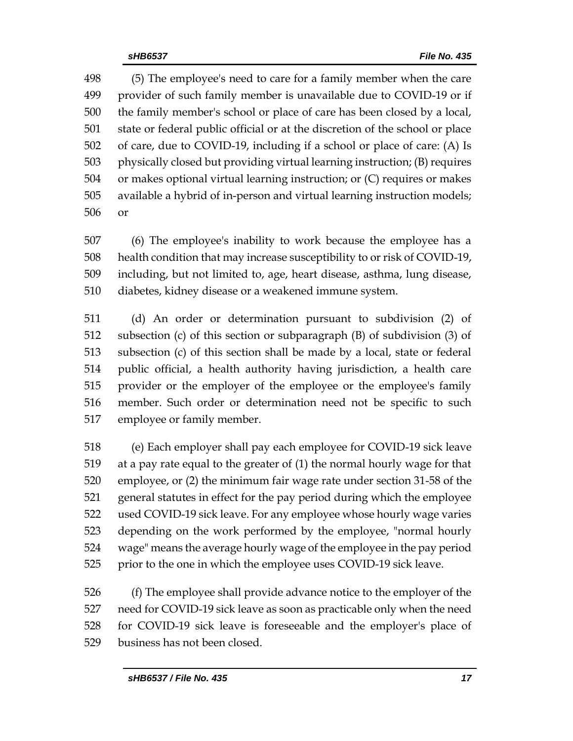(5) The employee's need to care for a family member when the care provider of such family member is unavailable due to COVID-19 or if the family member's school or place of care has been closed by a local, state or federal public official or at the discretion of the school or place of care, due to COVID-19, including if a school or place of care: (A) Is physically closed but providing virtual learning instruction; (B) requires or makes optional virtual learning instruction; or (C) requires or makes available a hybrid of in-person and virtual learning instruction models; or

(6) The employee's inability to work because the employee has a health condition that may increase susceptibility to or risk of COVID-19, including, but not limited to, age, heart disease, asthma, lung disease, diabetes, kidney disease or a weakened immune system.

(d) An order or determination pursuant to subdivision (2) of subsection (c) of this section or subparagraph (B) of subdivision (3) of subsection (c) of this section shall be made by a local, state or federal public official, a health authority having jurisdiction, a health care provider or the employer of the employee or the employee's family member. Such order or determination need not be specific to such employee or family member.

(e) Each employer shall pay each employee for COVID-19 sick leave at a pay rate equal to the greater of (1) the normal hourly wage for that employee, or (2) the minimum fair wage rate under section 31-58 of the general statutes in effect for the pay period during which the employee used COVID-19 sick leave. For any employee whose hourly wage varies depending on the work performed by the employee, "normal hourly wage" means the average hourly wage of the employee in the pay period prior to the one in which the employee uses COVID-19 sick leave.

(f) The employee shall provide advance notice to the employer of the need for COVID-19 sick leave as soon as practicable only when the need for COVID-19 sick leave is foreseeable and the employer's place of business has not been closed.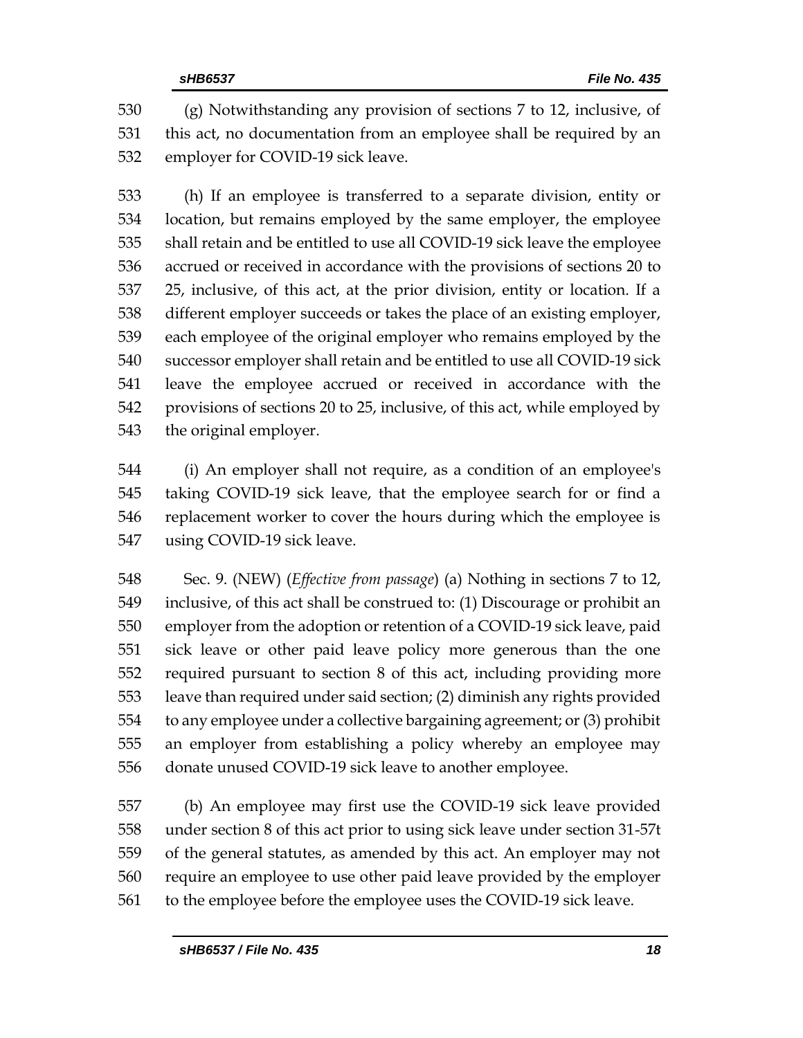(g) Notwithstanding any provision of sections 7 to 12, inclusive, of this act, no documentation from an employee shall be required by an employer for COVID-19 sick leave.

(h) If an employee is transferred to a separate division, entity or location, but remains employed by the same employer, the employee shall retain and be entitled to use all COVID-19 sick leave the employee accrued or received in accordance with the provisions of sections 20 to 25, inclusive, of this act, at the prior division, entity or location. If a different employer succeeds or takes the place of an existing employer, each employee of the original employer who remains employed by the successor employer shall retain and be entitled to use all COVID-19 sick leave the employee accrued or received in accordance with the provisions of sections 20 to 25, inclusive, of this act, while employed by the original employer.

(i) An employer shall not require, as a condition of an employee's taking COVID-19 sick leave, that the employee search for or find a replacement worker to cover the hours during which the employee is using COVID-19 sick leave.

Sec. 9. (NEW) (*Effective from passage*) (a) Nothing in sections 7 to 12, inclusive, of this act shall be construed to: (1) Discourage or prohibit an employer from the adoption or retention of a COVID-19 sick leave, paid sick leave or other paid leave policy more generous than the one required pursuant to section 8 of this act, including providing more leave than required under said section; (2) diminish any rights provided to any employee under a collective bargaining agreement; or (3) prohibit an employer from establishing a policy whereby an employee may donate unused COVID-19 sick leave to another employee.

(b) An employee may first use the COVID-19 sick leave provided under section 8 of this act prior to using sick leave under section 31-57t of the general statutes, as amended by this act. An employer may not require an employee to use other paid leave provided by the employer to the employee before the employee uses the COVID-19 sick leave.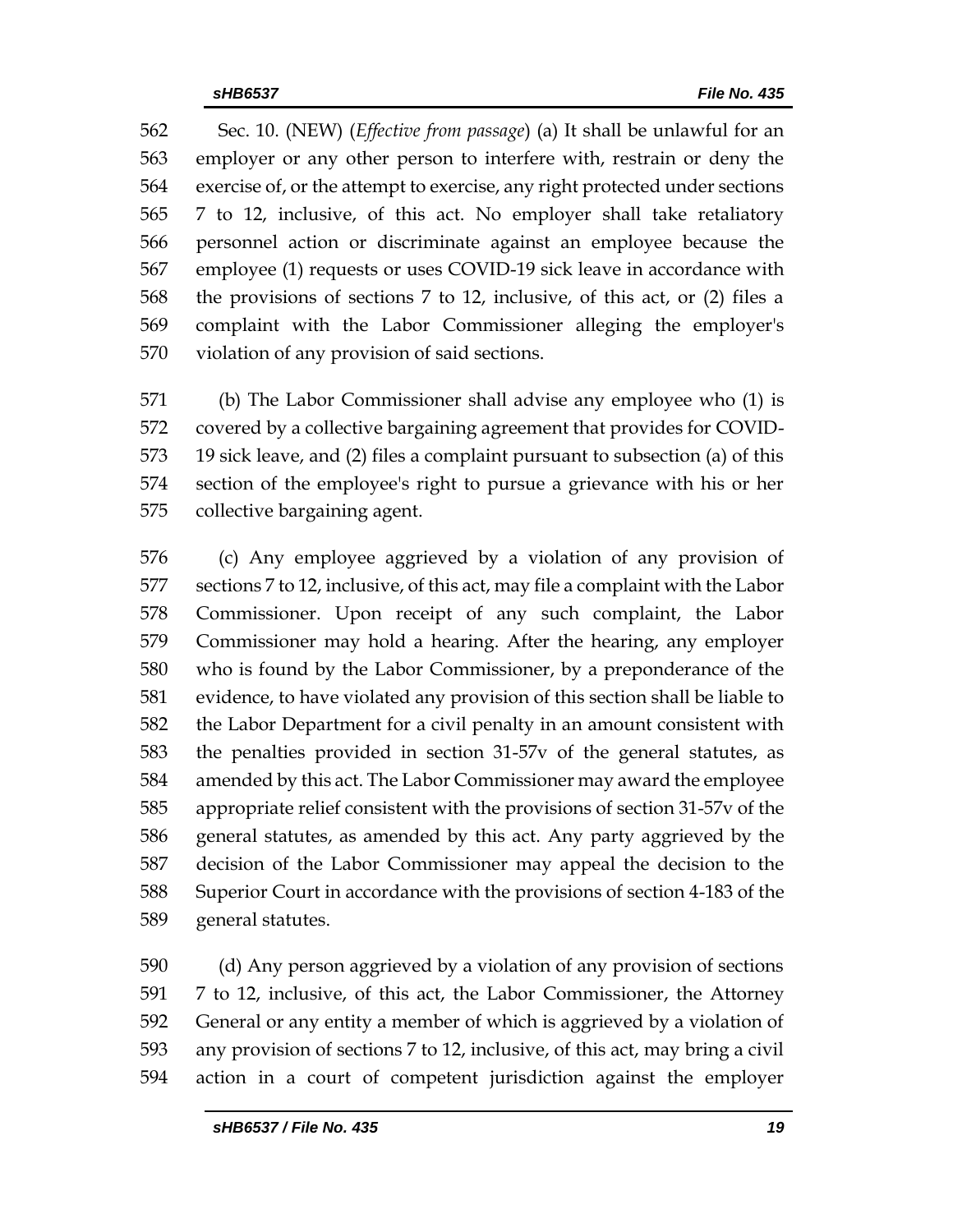Sec. 10. (NEW) (*Effective from passage*) (a) It shall be unlawful for an employer or any other person to interfere with, restrain or deny the exercise of, or the attempt to exercise, any right protected under sections 7 to 12, inclusive, of this act. No employer shall take retaliatory personnel action or discriminate against an employee because the employee (1) requests or uses COVID-19 sick leave in accordance with the provisions of sections 7 to 12, inclusive, of this act, or (2) files a complaint with the Labor Commissioner alleging the employer's violation of any provision of said sections.

(b) The Labor Commissioner shall advise any employee who (1) is covered by a collective bargaining agreement that provides for COVID-19 sick leave, and (2) files a complaint pursuant to subsection (a) of this section of the employee's right to pursue a grievance with his or her collective bargaining agent.

(c) Any employee aggrieved by a violation of any provision of sections 7 to 12, inclusive, of this act, may file a complaint with the Labor Commissioner. Upon receipt of any such complaint, the Labor Commissioner may hold a hearing. After the hearing, any employer who is found by the Labor Commissioner, by a preponderance of the evidence, to have violated any provision of this section shall be liable to the Labor Department for a civil penalty in an amount consistent with the penalties provided in section 31-57v of the general statutes, as amended by this act. The Labor Commissioner may award the employee appropriate relief consistent with the provisions of section 31-57v of the general statutes, as amended by this act. Any party aggrieved by the decision of the Labor Commissioner may appeal the decision to the Superior Court in accordance with the provisions of section 4-183 of the general statutes.

(d) Any person aggrieved by a violation of any provision of sections 7 to 12, inclusive, of this act, the Labor Commissioner, the Attorney General or any entity a member of which is aggrieved by a violation of any provision of sections 7 to 12, inclusive, of this act, may bring a civil action in a court of competent jurisdiction against the employer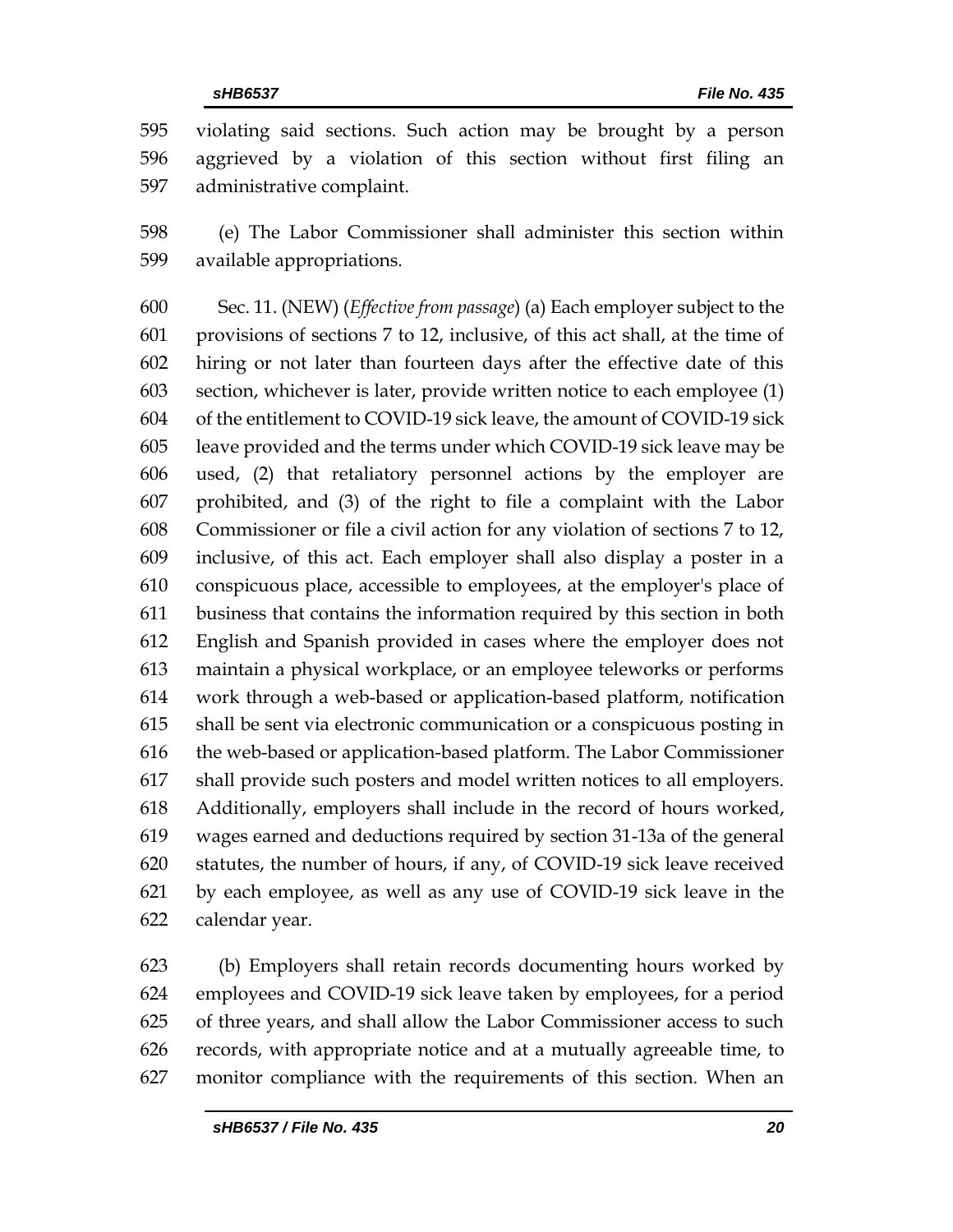violating said sections. Such action may be brought by a person aggrieved by a violation of this section without first filing an administrative complaint.

(e) The Labor Commissioner shall administer this section within available appropriations.

Sec. 11. (NEW) (*Effective from passage*) (a) Each employer subject to the provisions of sections 7 to 12, inclusive, of this act shall, at the time of hiring or not later than fourteen days after the effective date of this section, whichever is later, provide written notice to each employee (1) of the entitlement to COVID-19 sick leave, the amount of COVID-19 sick leave provided and the terms under which COVID-19 sick leave may be used, (2) that retaliatory personnel actions by the employer are prohibited, and (3) of the right to file a complaint with the Labor Commissioner or file a civil action for any violation of sections 7 to 12, inclusive, of this act. Each employer shall also display a poster in a conspicuous place, accessible to employees, at the employer's place of business that contains the information required by this section in both English and Spanish provided in cases where the employer does not maintain a physical workplace, or an employee teleworks or performs work through a web-based or application-based platform, notification shall be sent via electronic communication or a conspicuous posting in the web-based or application-based platform. The Labor Commissioner shall provide such posters and model written notices to all employers. Additionally, employers shall include in the record of hours worked, wages earned and deductions required by section 31-13a of the general statutes, the number of hours, if any, of COVID-19 sick leave received by each employee, as well as any use of COVID-19 sick leave in the calendar year.

(b) Employers shall retain records documenting hours worked by employees and COVID-19 sick leave taken by employees, for a period of three years, and shall allow the Labor Commissioner access to such records, with appropriate notice and at a mutually agreeable time, to monitor compliance with the requirements of this section. When an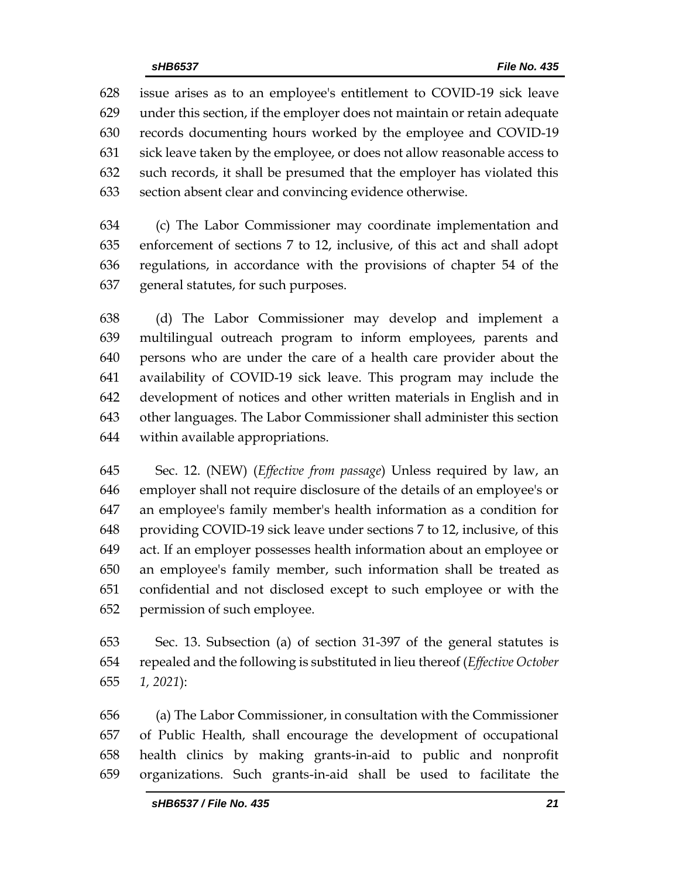issue arises as to an employee's entitlement to COVID-19 sick leave under this section, if the employer does not maintain or retain adequate records documenting hours worked by the employee and COVID-19 sick leave taken by the employee, or does not allow reasonable access to such records, it shall be presumed that the employer has violated this section absent clear and convincing evidence otherwise.

(c) The Labor Commissioner may coordinate implementation and enforcement of sections 7 to 12, inclusive, of this act and shall adopt regulations, in accordance with the provisions of chapter 54 of the general statutes, for such purposes.

(d) The Labor Commissioner may develop and implement a multilingual outreach program to inform employees, parents and persons who are under the care of a health care provider about the availability of COVID-19 sick leave. This program may include the development of notices and other written materials in English and in other languages. The Labor Commissioner shall administer this section within available appropriations.

Sec. 12. (NEW) (*Effective from passage*) Unless required by law, an employer shall not require disclosure of the details of an employee's or an employee's family member's health information as a condition for providing COVID-19 sick leave under sections 7 to 12, inclusive, of this act. If an employer possesses health information about an employee or an employee's family member, such information shall be treated as confidential and not disclosed except to such employee or with the permission of such employee.

Sec. 13. Subsection (a) of section 31-397 of the general statutes is repealed and the following is substituted in lieu thereof (*Effective October 1, 2021*):

(a) The Labor Commissioner, in consultation with the Commissioner of Public Health, shall encourage the development of occupational health clinics by making grants-in-aid to public and nonprofit organizations. Such grants-in-aid shall be used to facilitate the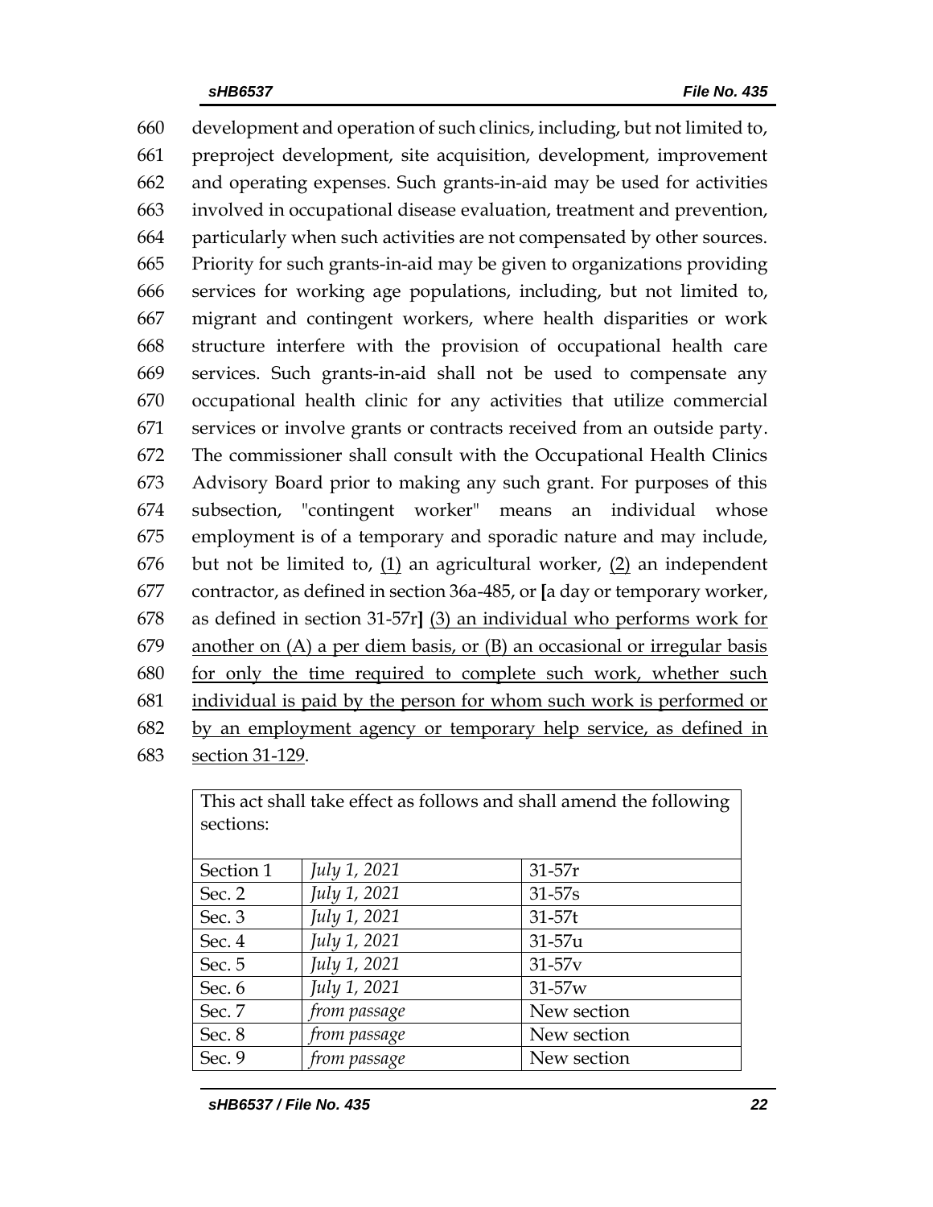660 development and operation of such clinics, including, but not limited to,
661 preproject development, site acquisition, development, improvement
662 and operating expenses. Such grants-in-aid may be used for activities
663 involved in occupational disease evaluation, treatment and prevention,
664 particularly when such activities are not compensated by other sources.
665 Priority for such grants-in-aid may be given to organizations providing
666 services for working age populations, including, but not limited to,
667 migrant and contingent workers, where health disparities or work
668 structure interfere with the provision of occupational health care
669 services. Such grants-in-aid shall not be used to compensate any
670 occupational health clinic for any activities that utilize commercial
671 services or involve grants or contracts received from an outside party.
672 The commissioner shall consult with the Occupational Health Clinics
673 Advisory Board prior to making any such grant. For purposes of this
674 subsection, "contingent worker" means an individual whose
675 employment is of a temporary and sporadic nature and may include,
676 but not be limited to, <u>(1)</u> an agricultural worker, <u>(2)</u> an independent
677 contractor, as defined in section 36a-485, or **[**a day or temporary worker,
678 as defined in section 31-57r**]** <u>(3) an individual who performs work for</u>
679 <u>another on (A) a per diem basis, or (B) an occasional or irregular basis</u>
680 <u>for only the time required to complete such work, whether such</u>
681 <u>individual is paid by the person for whom such work is performed or</u>
682 <u>by an employment agency or temporary help service, as defined in</u>
683 <u>section 31-129</u>.

| This act shall take effect as follows and shall amend the following sections: | | |
|---|---|---|
| Section 1 | *July 1, 2021* | 31-57r |
| Sec. 2 | *July 1, 2021* | 31-57s |
| Sec. 3 | *July 1, 2021* | 31-57t |
| Sec. 4 | *July 1, 2021* | 31-57u |
| Sec. 5 | *July 1, 2021* | 31-57v |
| Sec. 6 | *July 1, 2021* | 31-57w |
| Sec. 7 | *from passage* | New section |
| Sec. 8 | *from passage* | New section |
| Sec. 9 | *from passage* | New section |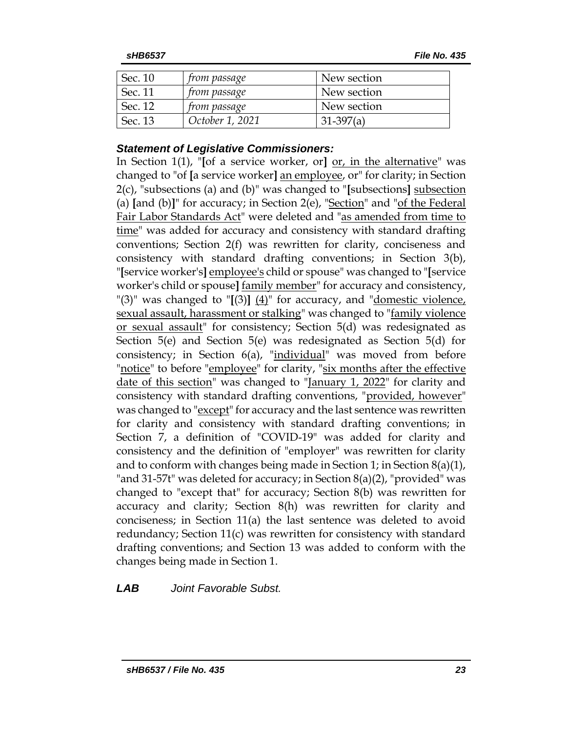| Sec. 10 | *from passage* | New section |
|---|---|---|
| Sec. 11 | *from passage* | New section |
| Sec. 12 | *from passage* | New section |
| Sec. 13 | *October 1, 2021* | 31-397(a) |

### *Statement of Legislative Commissioners:*

In Section 1(1), "**[**of a service worker, or**]** <u>or, in the alternative</u>" was changed to "of **[**a service worker**]** <u>an employee</u>, or" for clarity; in Section 2(c), "subsections (a) and (b)" was changed to "**[**subsections**]** <u>subsection</u> (a) **[**and (b)**]**" for accuracy; in Section 2(e), "<u>Section</u>" and "<u>of the Federal Fair Labor Standards Act</u>" were deleted and "<u>as amended from time to time</u>" was added for accuracy and consistency with standard drafting conventions; Section 2(f) was rewritten for clarity, conciseness and consistency with standard drafting conventions; in Section 3(b), "**[**service worker's**]** <u>employee's</u> child or spouse" was changed to "**[**service worker's child or spouse**]** <u>family member</u>" for accuracy and consistency, "(3)" was changed to "**[**(3)**]** <u>(4)</u>" for accuracy, and "<u>domestic violence, sexual assault, harassment or stalking</u>" was changed to "<u>family violence or sexual assault</u>" for consistency; Section 5(d) was redesignated as Section 5(e) and Section 5(e) was redesignated as Section 5(d) for consistency; in Section 6(a), "<u>individual</u>" was moved from before "<u>notice</u>" to before "<u>employee</u>" for clarity, "<u>six months after the effective date of this section</u>" was changed to "<u>January 1, 2022</u>" for clarity and consistency with standard drafting conventions, "<u>provided, however</u>" was changed to "<u>except</u>" for accuracy and the last sentence was rewritten for clarity and consistency with standard drafting conventions; in Section 7, a definition of "COVID-19" was added for clarity and consistency and the definition of "employer" was rewritten for clarity and to conform with changes being made in Section 1; in Section 8(a)(1), "and 31-57t" was deleted for accuracy; in Section 8(a)(2), "provided" was changed to "except that" for accuracy; Section 8(b) was rewritten for accuracy and clarity; Section 8(h) was rewritten for clarity and conciseness; in Section 11(a) the last sentence was deleted to avoid redundancy; Section 11(c) was rewritten for consistency with standard drafting conventions; and Section 13 was added to conform with the changes being made in Section 1.

***LAB*** *Joint Favorable Subst.*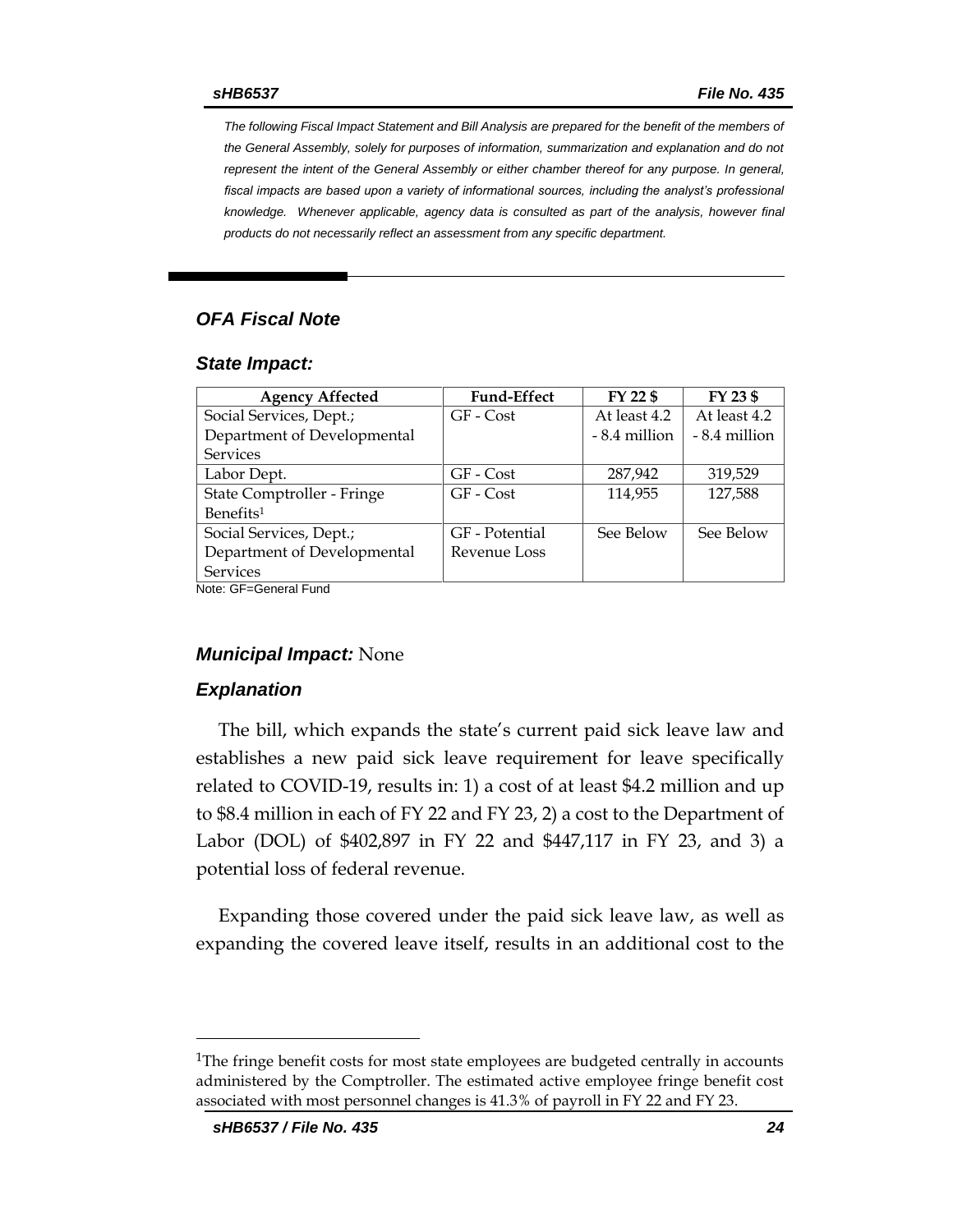*The following Fiscal Impact Statement and Bill Analysis are prepared for the benefit of the members of the General Assembly, solely for purposes of information, summarization and explanation and do not represent the intent of the General Assembly or either chamber thereof for any purpose. In general, fiscal impacts are based upon a variety of informational sources, including the analyst's professional knowledge. Whenever applicable, agency data is consulted as part of the analysis, however final products do not necessarily reflect an assessment from any specific department.*

### *OFA Fiscal Note*

#### *State Impact:*

| Agency Affected | Fund-Effect | FY 22 $ | FY 23 $ |
|---|---|---|---|
| Social Services, Dept.; Department of Developmental Services | GF - Cost | At least 4.2 - 8.4 million | At least 4.2 - 8.4 million |
| Labor Dept. | GF - Cost | 287,942 | 319,529 |
| State Comptroller - Fringe Benefits[1] | GF - Cost | 114,955 | 127,588 |
| Social Services, Dept.; Department of Developmental Services | GF - Potential Revenue Loss | See Below | See Below |

Note: GF=General Fund

#### ***Municipal Impact:*** None

#### *Explanation*

The bill, which expands the state's current paid sick leave law and establishes a new paid sick leave requirement for leave specifically related to COVID-19, results in: 1) a cost of at least $4.2 million and up to $8.4 million in each of FY 22 and FY 23, 2) a cost to the Department of Labor (DOL) of $402,897 in FY 22 and $447,117 in FY 23, and 3) a potential loss of federal revenue.

Expanding those covered under the paid sick leave law, as well as expanding the covered leave itself, results in an additional cost to the

[1]The fringe benefit costs for most state employees are budgeted centrally in accounts administered by the Comptroller. The estimated active employee fringe benefit cost associated with most personnel changes is 41.3% of payroll in FY 22 and FY 23.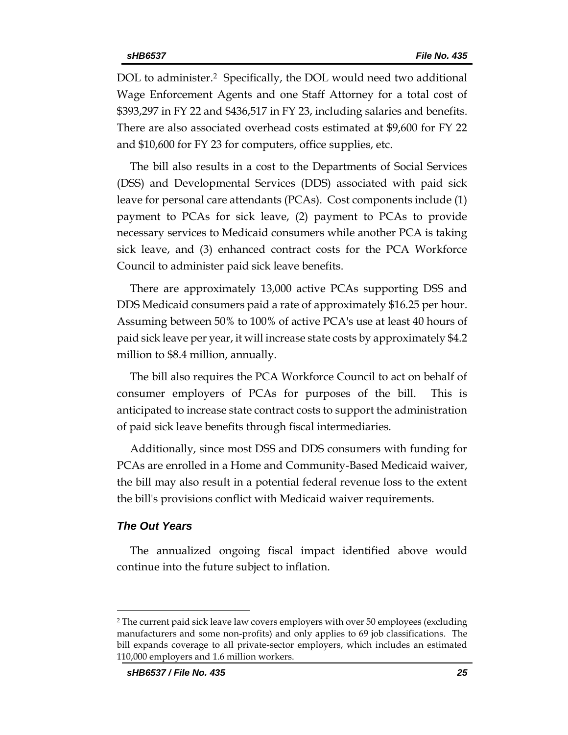DOL to administer.[2] Specifically, the DOL would need two additional Wage Enforcement Agents and one Staff Attorney for a total cost of $393,297 in FY 22 and $436,517 in FY 23, including salaries and benefits. There are also associated overhead costs estimated at $9,600 for FY 22 and $10,600 for FY 23 for computers, office supplies, etc.

The bill also results in a cost to the Departments of Social Services (DSS) and Developmental Services (DDS) associated with paid sick leave for personal care attendants (PCAs). Cost components include (1) payment to PCAs for sick leave, (2) payment to PCAs to provide necessary services to Medicaid consumers while another PCA is taking sick leave, and (3) enhanced contract costs for the PCA Workforce Council to administer paid sick leave benefits.

There are approximately 13,000 active PCAs supporting DSS and DDS Medicaid consumers paid a rate of approximately $16.25 per hour. Assuming between 50% to 100% of active PCA's use at least 40 hours of paid sick leave per year, it will increase state costs by approximately $4.2 million to $8.4 million, annually.

The bill also requires the PCA Workforce Council to act on behalf of consumer employers of PCAs for purposes of the bill. This is anticipated to increase state contract costs to support the administration of paid sick leave benefits through fiscal intermediaries.

Additionally, since most DSS and DDS consumers with funding for PCAs are enrolled in a Home and Community-Based Medicaid waiver, the bill may also result in a potential federal revenue loss to the extent the bill's provisions conflict with Medicaid waiver requirements.

### *The Out Years*

The annualized ongoing fiscal impact identified above would continue into the future subject to inflation.

---

[2] The current paid sick leave law covers employers with over 50 employees (excluding manufacturers and some non-profits) and only applies to 69 job classifications. The bill expands coverage to all private-sector employers, which includes an estimated 110,000 employers and 1.6 million workers.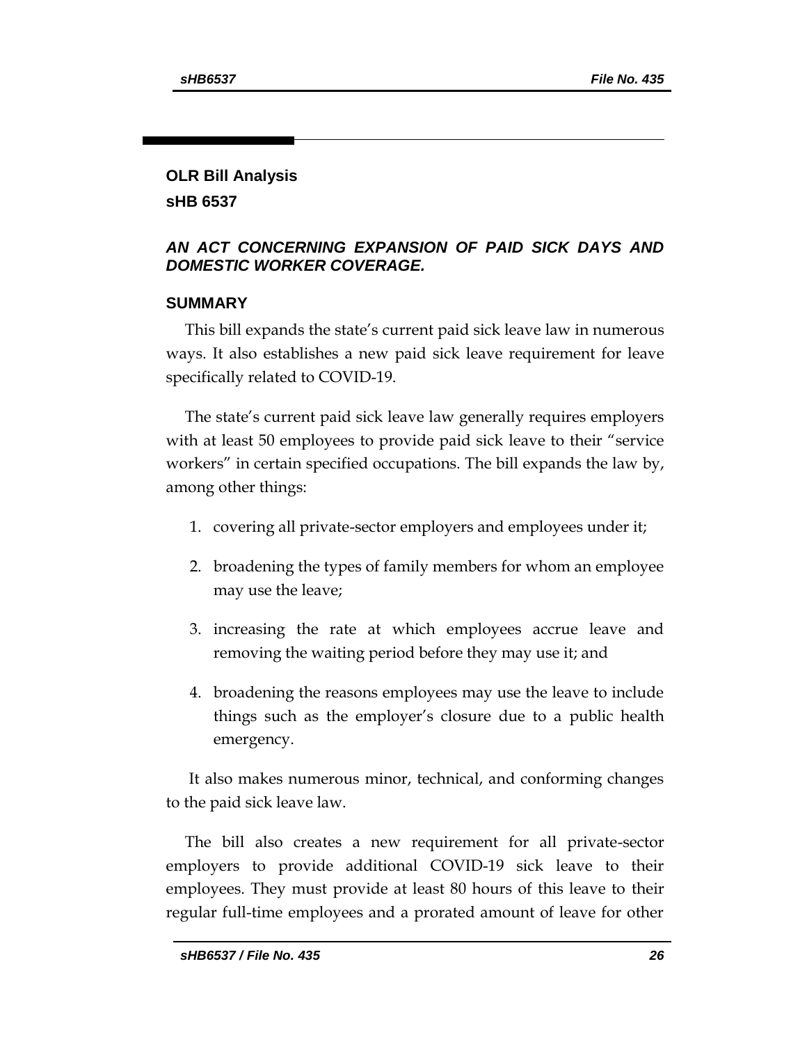## OLR Bill Analysis

## sHB 6537

### *AN ACT CONCERNING EXPANSION OF PAID SICK DAYS AND DOMESTIC WORKER COVERAGE.*

### SUMMARY

This bill expands the state's current paid sick leave law in numerous ways. It also establishes a new paid sick leave requirement for leave specifically related to COVID-19.

The state's current paid sick leave law generally requires employers with at least 50 employees to provide paid sick leave to their "service workers" in certain specified occupations. The bill expands the law by, among other things:

1. covering all private-sector employers and employees under it;
2. broadening the types of family members for whom an employee may use the leave;
3. increasing the rate at which employees accrue leave and removing the waiting period before they may use it; and
4. broadening the reasons employees may use the leave to include things such as the employer's closure due to a public health emergency.

It also makes numerous minor, technical, and conforming changes to the paid sick leave law.

The bill also creates a new requirement for all private-sector employers to provide additional COVID-19 sick leave to their employees. They must provide at least 80 hours of this leave to their regular full-time employees and a prorated amount of leave for other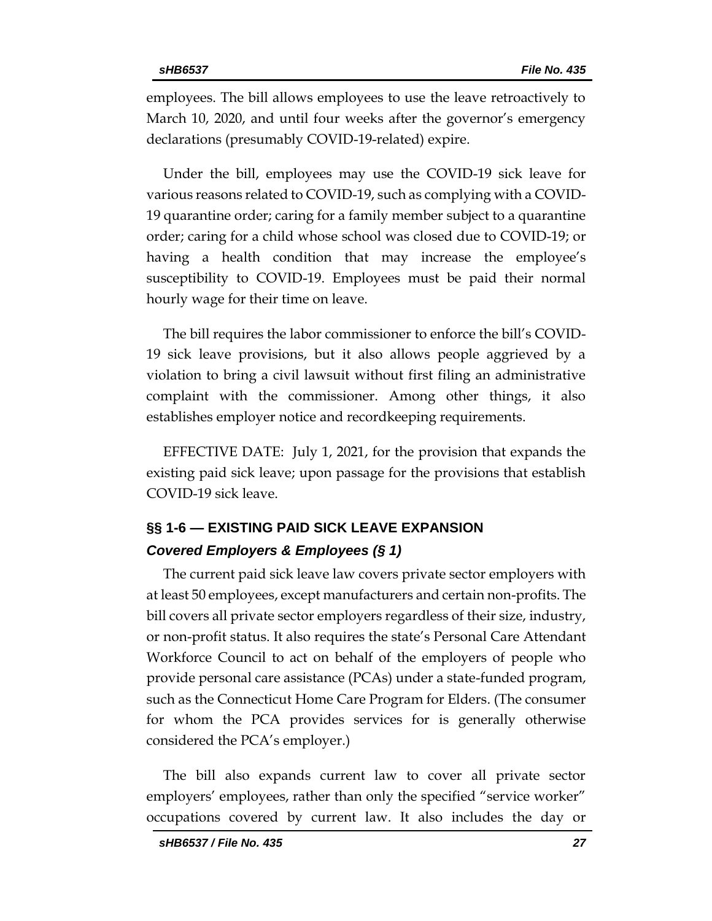employees. The bill allows employees to use the leave retroactively to March 10, 2020, and until four weeks after the governor's emergency declarations (presumably COVID-19-related) expire.

Under the bill, employees may use the COVID-19 sick leave for various reasons related to COVID-19, such as complying with a COVID-19 quarantine order; caring for a family member subject to a quarantine order; caring for a child whose school was closed due to COVID-19; or having a health condition that may increase the employee's susceptibility to COVID-19. Employees must be paid their normal hourly wage for their time on leave.

The bill requires the labor commissioner to enforce the bill's COVID-19 sick leave provisions, but it also allows people aggrieved by a violation to bring a civil lawsuit without first filing an administrative complaint with the commissioner. Among other things, it also establishes employer notice and recordkeeping requirements.

EFFECTIVE DATE: July 1, 2021, for the provision that expands the existing paid sick leave; upon passage for the provisions that establish COVID-19 sick leave.

## §§ 1-6 — EXISTING PAID SICK LEAVE EXPANSION

### *Covered Employers & Employees (§ 1)*

The current paid sick leave law covers private sector employers with at least 50 employees, except manufacturers and certain non-profits. The bill covers all private sector employers regardless of their size, industry, or non-profit status. It also requires the state's Personal Care Attendant Workforce Council to act on behalf of the employers of people who provide personal care assistance (PCAs) under a state-funded program, such as the Connecticut Home Care Program for Elders. (The consumer for whom the PCA provides services for is generally otherwise considered the PCA's employer.)

The bill also expands current law to cover all private sector employers' employees, rather than only the specified "service worker" occupations covered by current law. It also includes the day or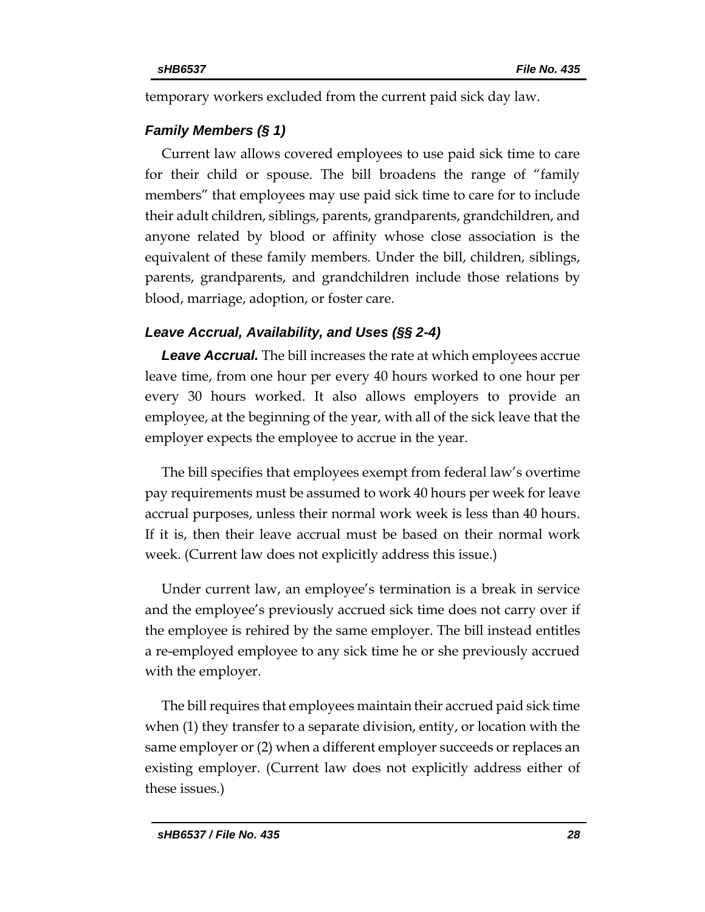temporary workers excluded from the current paid sick day law.

### *Family Members (§ 1)*

Current law allows covered employees to use paid sick time to care for their child or spouse. The bill broadens the range of "family members" that employees may use paid sick time to care for to include their adult children, siblings, parents, grandparents, grandchildren, and anyone related by blood or affinity whose close association is the equivalent of these family members. Under the bill, children, siblings, parents, grandparents, and grandchildren include those relations by blood, marriage, adoption, or foster care.

### *Leave Accrual, Availability, and Uses (§§ 2-4)*

***Leave Accrual.*** The bill increases the rate at which employees accrue leave time, from one hour per every 40 hours worked to one hour per every 30 hours worked. It also allows employers to provide an employee, at the beginning of the year, with all of the sick leave that the employer expects the employee to accrue in the year.

The bill specifies that employees exempt from federal law's overtime pay requirements must be assumed to work 40 hours per week for leave accrual purposes, unless their normal work week is less than 40 hours. If it is, then their leave accrual must be based on their normal work week. (Current law does not explicitly address this issue.)

Under current law, an employee's termination is a break in service and the employee's previously accrued sick time does not carry over if the employee is rehired by the same employer. The bill instead entitles a re-employed employee to any sick time he or she previously accrued with the employer.

The bill requires that employees maintain their accrued paid sick time when (1) they transfer to a separate division, entity, or location with the same employer or (2) when a different employer succeeds or replaces an existing employer. (Current law does not explicitly address either of these issues.)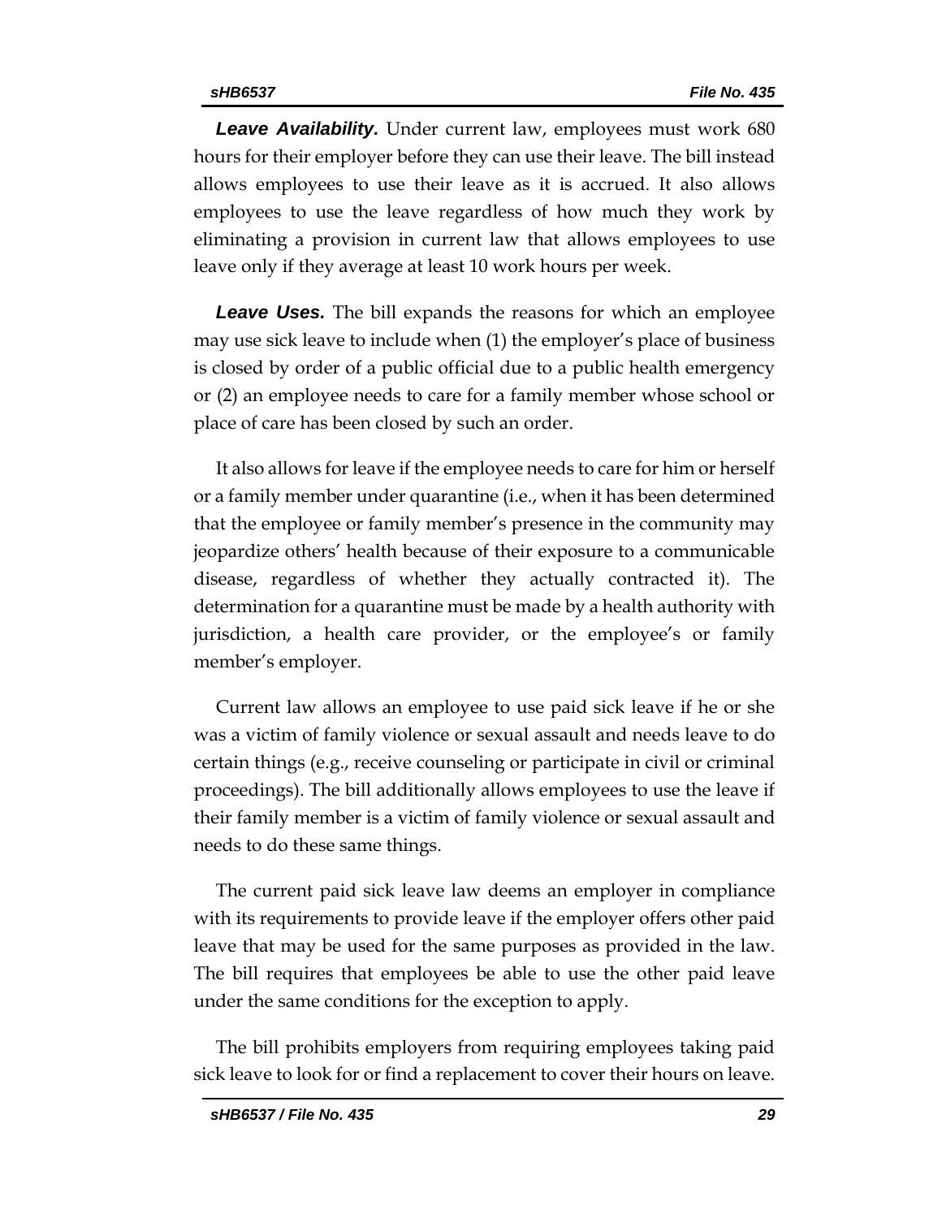***Leave Availability.*** Under current law, employees must work 680 hours for their employer before they can use their leave. The bill instead allows employees to use their leave as it is accrued. It also allows employees to use the leave regardless of how much they work by eliminating a provision in current law that allows employees to use leave only if they average at least 10 work hours per week.

***Leave Uses.*** The bill expands the reasons for which an employee may use sick leave to include when (1) the employer's place of business is closed by order of a public official due to a public health emergency or (2) an employee needs to care for a family member whose school or place of care has been closed by such an order.

It also allows for leave if the employee needs to care for him or herself or a family member under quarantine (i.e., when it has been determined that the employee or family member's presence in the community may jeopardize others' health because of their exposure to a communicable disease, regardless of whether they actually contracted it). The determination for a quarantine must be made by a health authority with jurisdiction, a health care provider, or the employee's or family member's employer.

Current law allows an employee to use paid sick leave if he or she was a victim of family violence or sexual assault and needs leave to do certain things (e.g., receive counseling or participate in civil or criminal proceedings). The bill additionally allows employees to use the leave if their family member is a victim of family violence or sexual assault and needs to do these same things.

The current paid sick leave law deems an employer in compliance with its requirements to provide leave if the employer offers other paid leave that may be used for the same purposes as provided in the law. The bill requires that employees be able to use the other paid leave under the same conditions for the exception to apply.

The bill prohibits employers from requiring employees taking paid sick leave to look for or find a replacement to cover their hours on leave.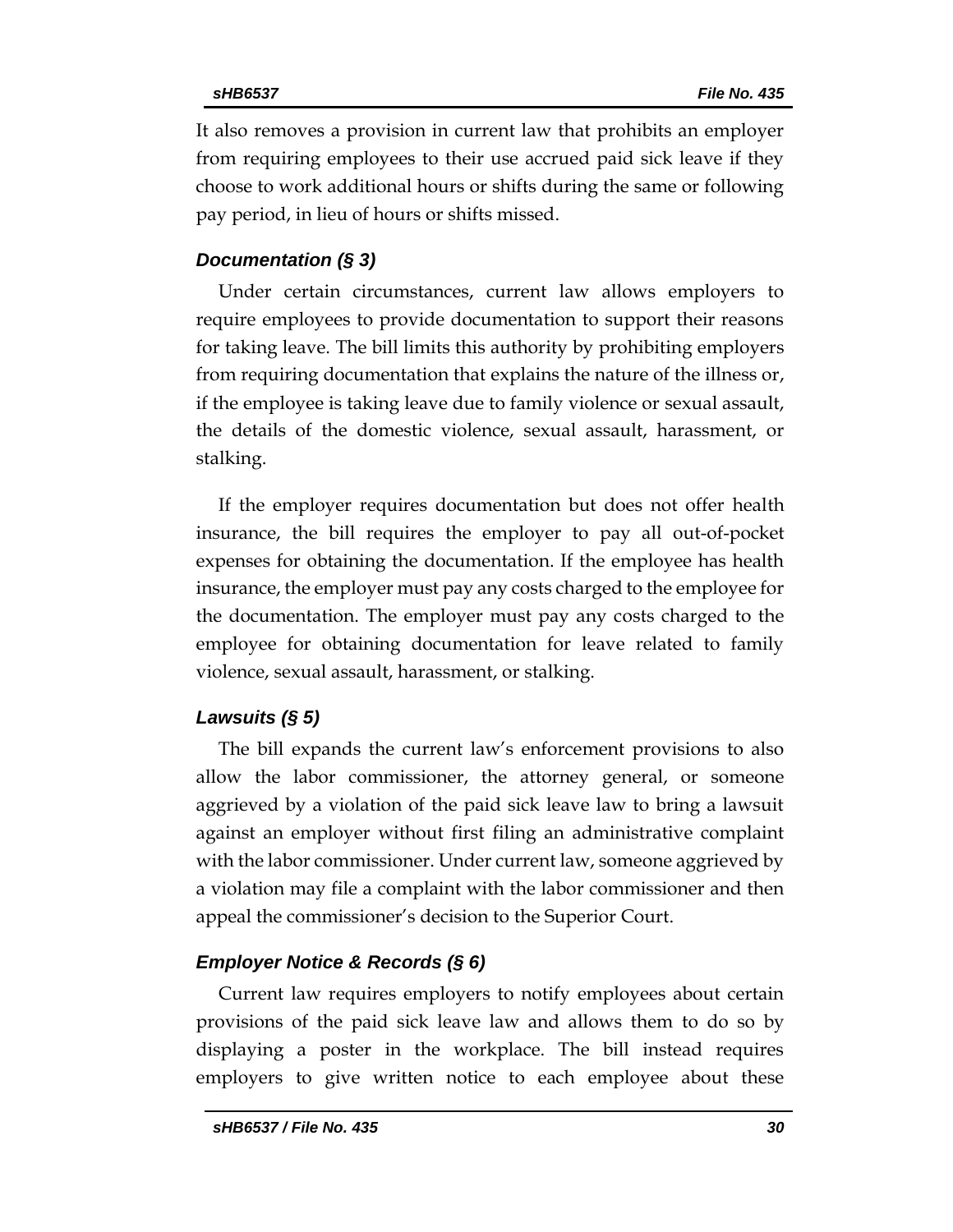It also removes a provision in current law that prohibits an employer from requiring employees to their use accrued paid sick leave if they choose to work additional hours or shifts during the same or following pay period, in lieu of hours or shifts missed.

### *Documentation (§ 3)*

Under certain circumstances, current law allows employers to require employees to provide documentation to support their reasons for taking leave. The bill limits this authority by prohibiting employers from requiring documentation that explains the nature of the illness or, if the employee is taking leave due to family violence or sexual assault, the details of the domestic violence, sexual assault, harassment, or stalking.

If the employer requires documentation but does not offer health insurance, the bill requires the employer to pay all out-of-pocket expenses for obtaining the documentation. If the employee has health insurance, the employer must pay any costs charged to the employee for the documentation. The employer must pay any costs charged to the employee for obtaining documentation for leave related to family violence, sexual assault, harassment, or stalking.

### *Lawsuits (§ 5)*

The bill expands the current law's enforcement provisions to also allow the labor commissioner, the attorney general, or someone aggrieved by a violation of the paid sick leave law to bring a lawsuit against an employer without first filing an administrative complaint with the labor commissioner. Under current law, someone aggrieved by a violation may file a complaint with the labor commissioner and then appeal the commissioner's decision to the Superior Court.

### *Employer Notice & Records (§ 6)*

Current law requires employers to notify employees about certain provisions of the paid sick leave law and allows them to do so by displaying a poster in the workplace. The bill instead requires employers to give written notice to each employee about these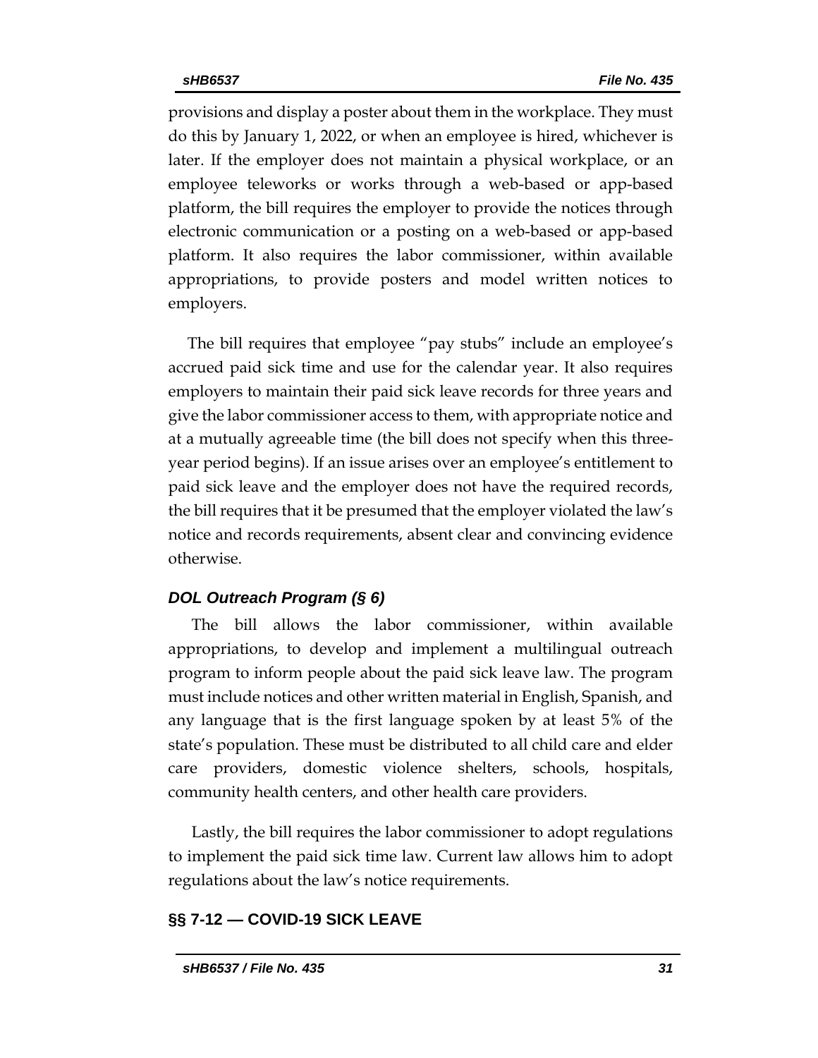provisions and display a poster about them in the workplace. They must do this by January 1, 2022, or when an employee is hired, whichever is later. If the employer does not maintain a physical workplace, or an employee teleworks or works through a web-based or app-based platform, the bill requires the employer to provide the notices through electronic communication or a posting on a web-based or app-based platform. It also requires the labor commissioner, within available appropriations, to provide posters and model written notices to employers.

The bill requires that employee "pay stubs" include an employee's accrued paid sick time and use for the calendar year. It also requires employers to maintain their paid sick leave records for three years and give the labor commissioner access to them, with appropriate notice and at a mutually agreeable time (the bill does not specify when this three-year period begins). If an issue arises over an employee's entitlement to paid sick leave and the employer does not have the required records, the bill requires that it be presumed that the employer violated the law's notice and records requirements, absent clear and convincing evidence otherwise.

### *DOL Outreach Program (§ 6)*

The bill allows the labor commissioner, within available appropriations, to develop and implement a multilingual outreach program to inform people about the paid sick leave law. The program must include notices and other written material in English, Spanish, and any language that is the first language spoken by at least 5% of the state's population. These must be distributed to all child care and elder care providers, domestic violence shelters, schools, hospitals, community health centers, and other health care providers.

Lastly, the bill requires the labor commissioner to adopt regulations to implement the paid sick time law. Current law allows him to adopt regulations about the law's notice requirements.

## §§ 7-12 — COVID-19 SICK LEAVE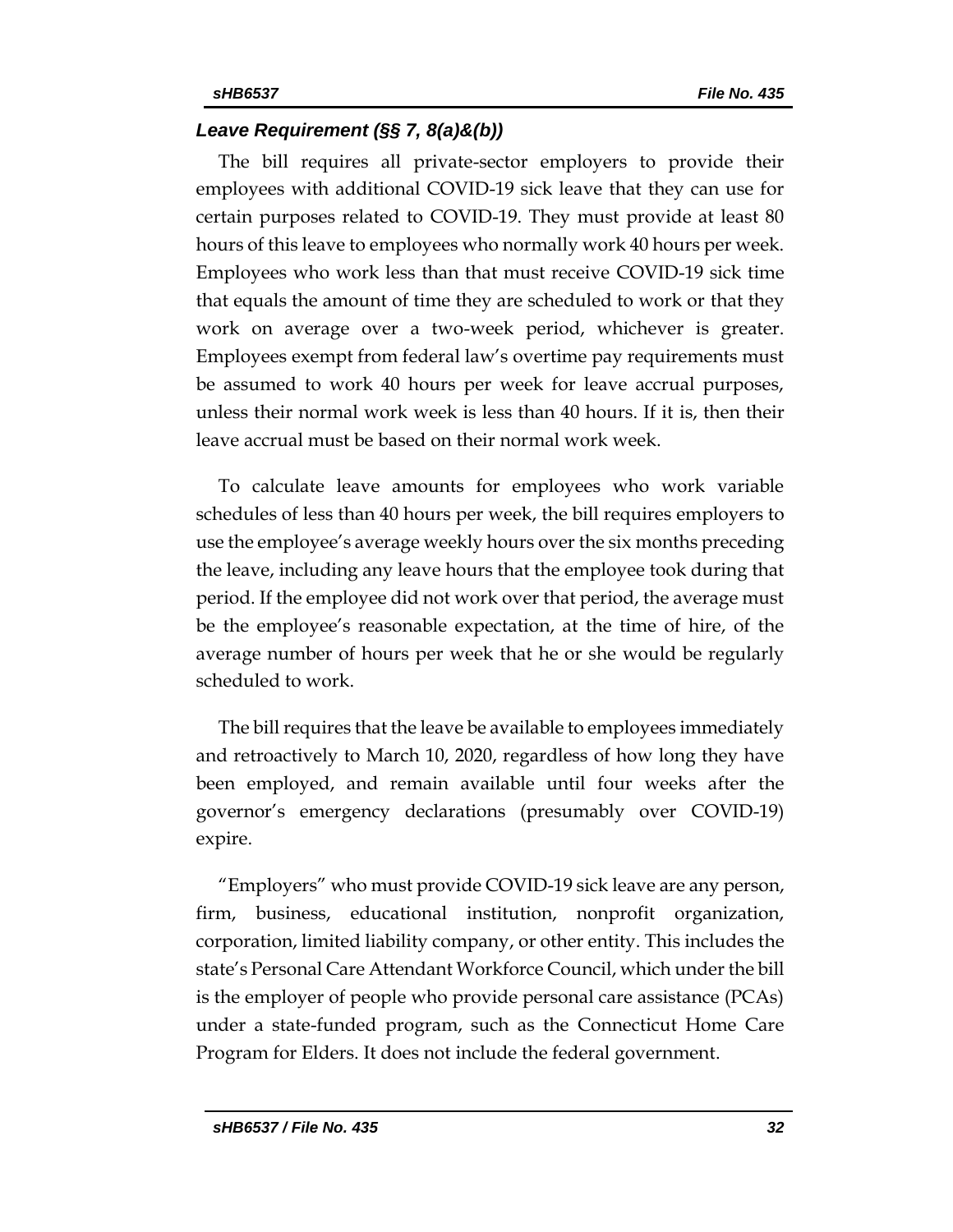### *Leave Requirement (§§ 7, 8(a)&(b))*

The bill requires all private-sector employers to provide their employees with additional COVID-19 sick leave that they can use for certain purposes related to COVID-19. They must provide at least 80 hours of this leave to employees who normally work 40 hours per week. Employees who work less than that must receive COVID-19 sick time that equals the amount of time they are scheduled to work or that they work on average over a two-week period, whichever is greater. Employees exempt from federal law's overtime pay requirements must be assumed to work 40 hours per week for leave accrual purposes, unless their normal work week is less than 40 hours. If it is, then their leave accrual must be based on their normal work week.

To calculate leave amounts for employees who work variable schedules of less than 40 hours per week, the bill requires employers to use the employee's average weekly hours over the six months preceding the leave, including any leave hours that the employee took during that period. If the employee did not work over that period, the average must be the employee's reasonable expectation, at the time of hire, of the average number of hours per week that he or she would be regularly scheduled to work.

The bill requires that the leave be available to employees immediately and retroactively to March 10, 2020, regardless of how long they have been employed, and remain available until four weeks after the governor's emergency declarations (presumably over COVID-19) expire.

"Employers" who must provide COVID-19 sick leave are any person, firm, business, educational institution, nonprofit organization, corporation, limited liability company, or other entity. This includes the state's Personal Care Attendant Workforce Council, which under the bill is the employer of people who provide personal care assistance (PCAs) under a state-funded program, such as the Connecticut Home Care Program for Elders. It does not include the federal government.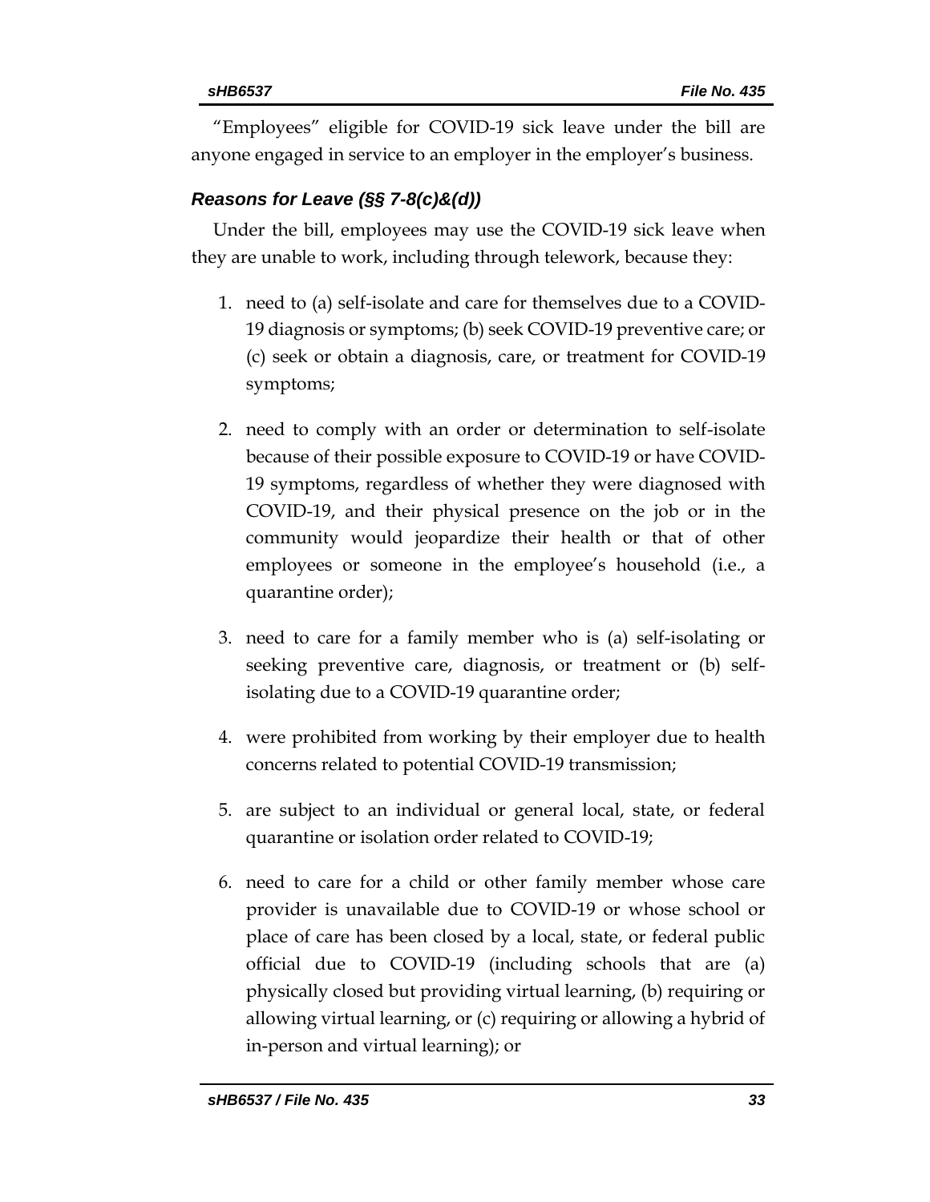"Employees" eligible for COVID-19 sick leave under the bill are anyone engaged in service to an employer in the employer's business.

### *Reasons for Leave (§§ 7-8(c)&(d))*

Under the bill, employees may use the COVID-19 sick leave when they are unable to work, including through telework, because they:

1. need to (a) self-isolate and care for themselves due to a COVID-19 diagnosis or symptoms; (b) seek COVID-19 preventive care; or (c) seek or obtain a diagnosis, care, or treatment for COVID-19 symptoms;

2. need to comply with an order or determination to self-isolate because of their possible exposure to COVID-19 or have COVID-19 symptoms, regardless of whether they were diagnosed with COVID-19, and their physical presence on the job or in the community would jeopardize their health or that of other employees or someone in the employee's household (i.e., a quarantine order);

3. need to care for a family member who is (a) self-isolating or seeking preventive care, diagnosis, or treatment or (b) self-isolating due to a COVID-19 quarantine order;

4. were prohibited from working by their employer due to health concerns related to potential COVID-19 transmission;

5. are subject to an individual or general local, state, or federal quarantine or isolation order related to COVID-19;

6. need to care for a child or other family member whose care provider is unavailable due to COVID-19 or whose school or place of care has been closed by a local, state, or federal public official due to COVID-19 (including schools that are (a) physically closed but providing virtual learning, (b) requiring or allowing virtual learning, or (c) requiring or allowing a hybrid of in-person and virtual learning); or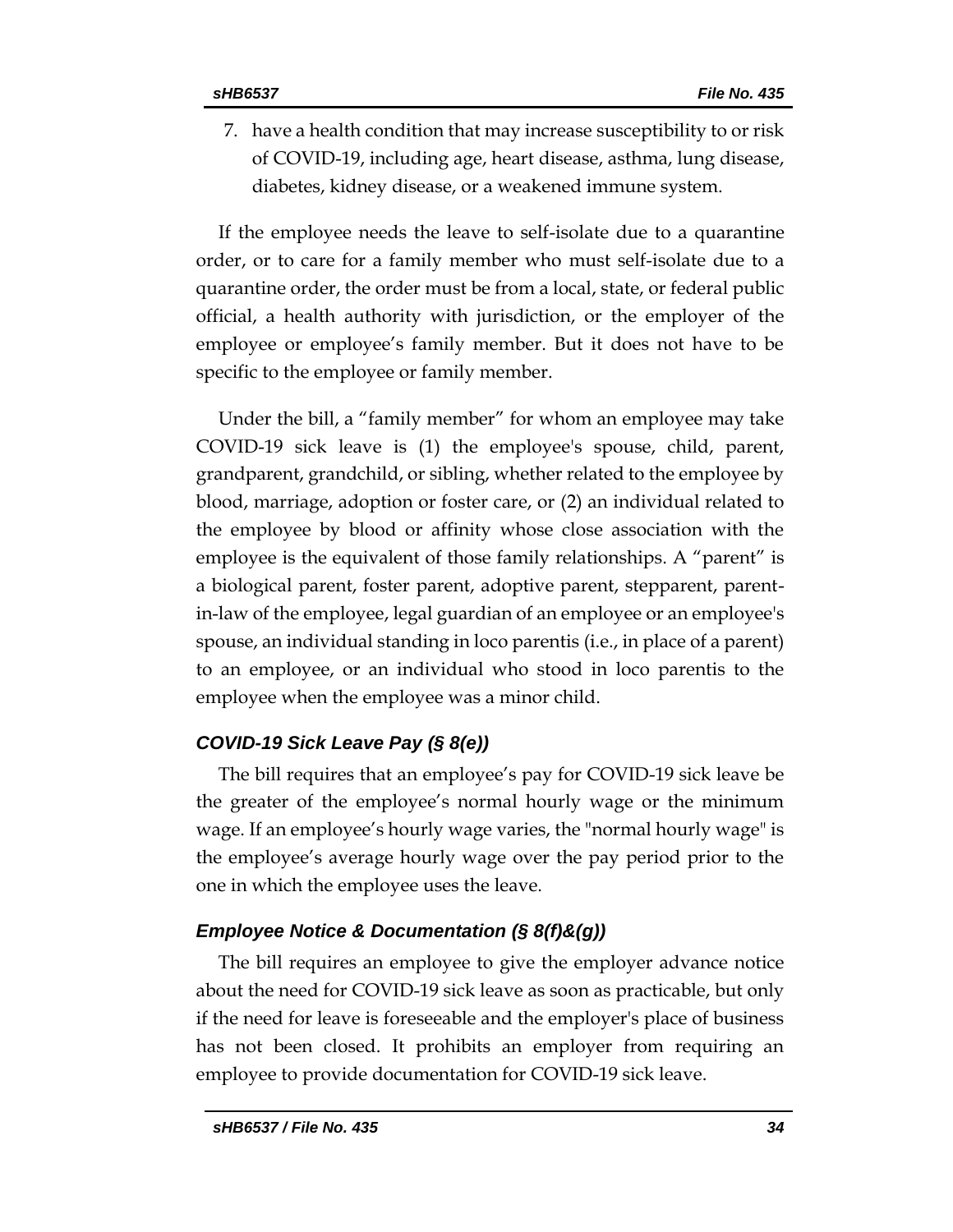7. have a health condition that may increase susceptibility to or risk of COVID-19, including age, heart disease, asthma, lung disease, diabetes, kidney disease, or a weakened immune system.

If the employee needs the leave to self-isolate due to a quarantine order, or to care for a family member who must self-isolate due to a quarantine order, the order must be from a local, state, or federal public official, a health authority with jurisdiction, or the employer of the employee or employee's family member. But it does not have to be specific to the employee or family member.

Under the bill, a "family member" for whom an employee may take COVID-19 sick leave is (1) the employee's spouse, child, parent, grandparent, grandchild, or sibling, whether related to the employee by blood, marriage, adoption or foster care, or (2) an individual related to the employee by blood or affinity whose close association with the employee is the equivalent of those family relationships. A "parent" is a biological parent, foster parent, adoptive parent, stepparent, parent-in-law of the employee, legal guardian of an employee or an employee's spouse, an individual standing in loco parentis (i.e., in place of a parent) to an employee, or an individual who stood in loco parentis to the employee when the employee was a minor child.

### *COVID-19 Sick Leave Pay (§ 8(e))*

The bill requires that an employee's pay for COVID-19 sick leave be the greater of the employee's normal hourly wage or the minimum wage. If an employee's hourly wage varies, the "normal hourly wage" is the employee's average hourly wage over the pay period prior to the one in which the employee uses the leave.

### *Employee Notice & Documentation (§ 8(f)&(g))*

The bill requires an employee to give the employer advance notice about the need for COVID-19 sick leave as soon as practicable, but only if the need for leave is foreseeable and the employer's place of business has not been closed. It prohibits an employer from requiring an employee to provide documentation for COVID-19 sick leave.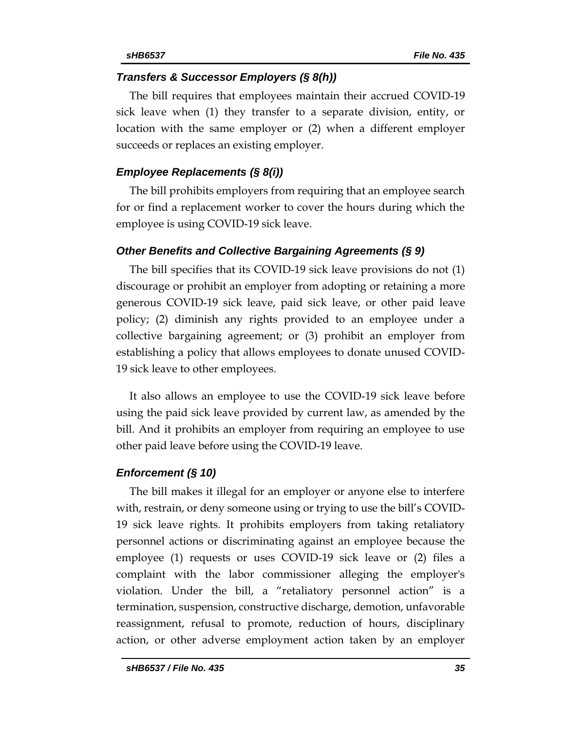#### *Transfers & Successor Employers (§ 8(h))*

The bill requires that employees maintain their accrued COVID-19 sick leave when (1) they transfer to a separate division, entity, or location with the same employer or (2) when a different employer succeeds or replaces an existing employer.

#### *Employee Replacements (§ 8(i))*

The bill prohibits employers from requiring that an employee search for or find a replacement worker to cover the hours during which the employee is using COVID-19 sick leave.

#### *Other Benefits and Collective Bargaining Agreements (§ 9)*

The bill specifies that its COVID-19 sick leave provisions do not (1) discourage or prohibit an employer from adopting or retaining a more generous COVID-19 sick leave, paid sick leave, or other paid leave policy; (2) diminish any rights provided to an employee under a collective bargaining agreement; or (3) prohibit an employer from establishing a policy that allows employees to donate unused COVID-19 sick leave to other employees.

It also allows an employee to use the COVID-19 sick leave before using the paid sick leave provided by current law, as amended by the bill. And it prohibits an employer from requiring an employee to use other paid leave before using the COVID-19 leave.

#### *Enforcement (§ 10)*

The bill makes it illegal for an employer or anyone else to interfere with, restrain, or deny someone using or trying to use the bill's COVID-19 sick leave rights. It prohibits employers from taking retaliatory personnel actions or discriminating against an employee because the employee (1) requests or uses COVID-19 sick leave or (2) files a complaint with the labor commissioner alleging the employer's violation. Under the bill, a "retaliatory personnel action" is a termination, suspension, constructive discharge, demotion, unfavorable reassignment, refusal to promote, reduction of hours, disciplinary action, or other adverse employment action taken by an employer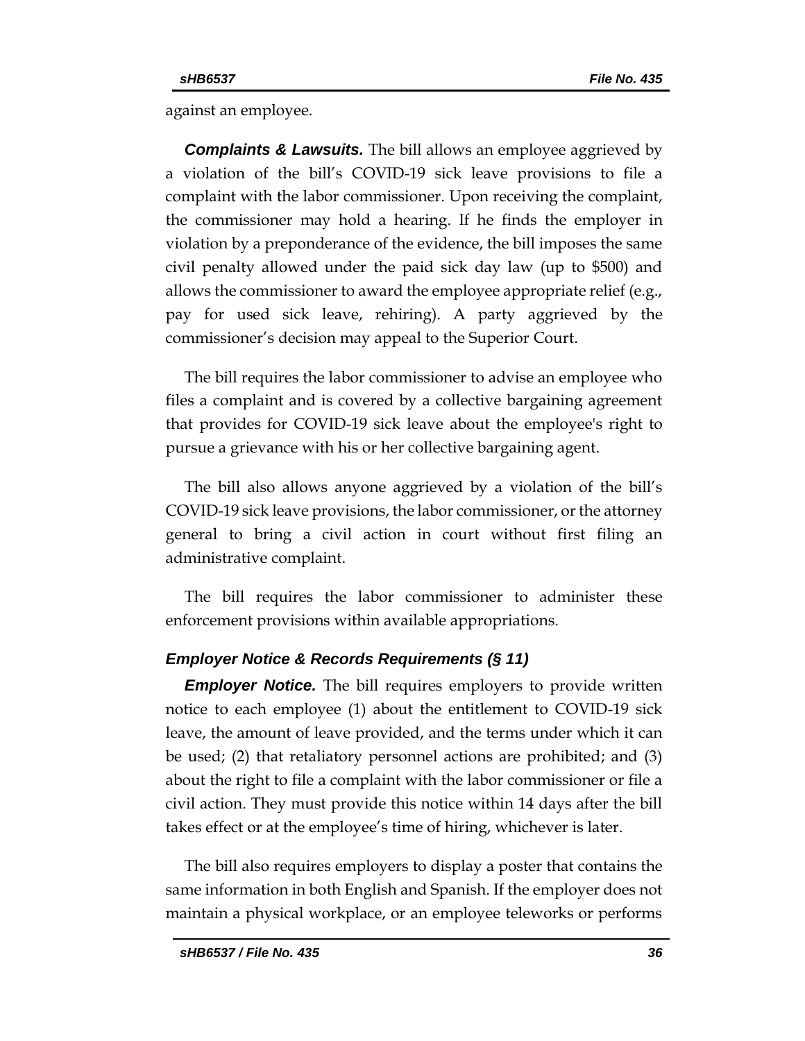against an employee.

***Complaints & Lawsuits.*** The bill allows an employee aggrieved by a violation of the bill's COVID-19 sick leave provisions to file a complaint with the labor commissioner. Upon receiving the complaint, the commissioner may hold a hearing. If he finds the employer in violation by a preponderance of the evidence, the bill imposes the same civil penalty allowed under the paid sick day law (up to $500) and allows the commissioner to award the employee appropriate relief (e.g., pay for used sick leave, rehiring). A party aggrieved by the commissioner's decision may appeal to the Superior Court.

The bill requires the labor commissioner to advise an employee who files a complaint and is covered by a collective bargaining agreement that provides for COVID-19 sick leave about the employee's right to pursue a grievance with his or her collective bargaining agent.

The bill also allows anyone aggrieved by a violation of the bill's COVID-19 sick leave provisions, the labor commissioner, or the attorney general to bring a civil action in court without first filing an administrative complaint.

The bill requires the labor commissioner to administer these enforcement provisions within available appropriations.

### *Employer Notice & Records Requirements (§ 11)*

***Employer Notice.*** The bill requires employers to provide written notice to each employee (1) about the entitlement to COVID-19 sick leave, the amount of leave provided, and the terms under which it can be used; (2) that retaliatory personnel actions are prohibited; and (3) about the right to file a complaint with the labor commissioner or file a civil action. They must provide this notice within 14 days after the bill takes effect or at the employee's time of hiring, whichever is later.

The bill also requires employers to display a poster that contains the same information in both English and Spanish. If the employer does not maintain a physical workplace, or an employee teleworks or performs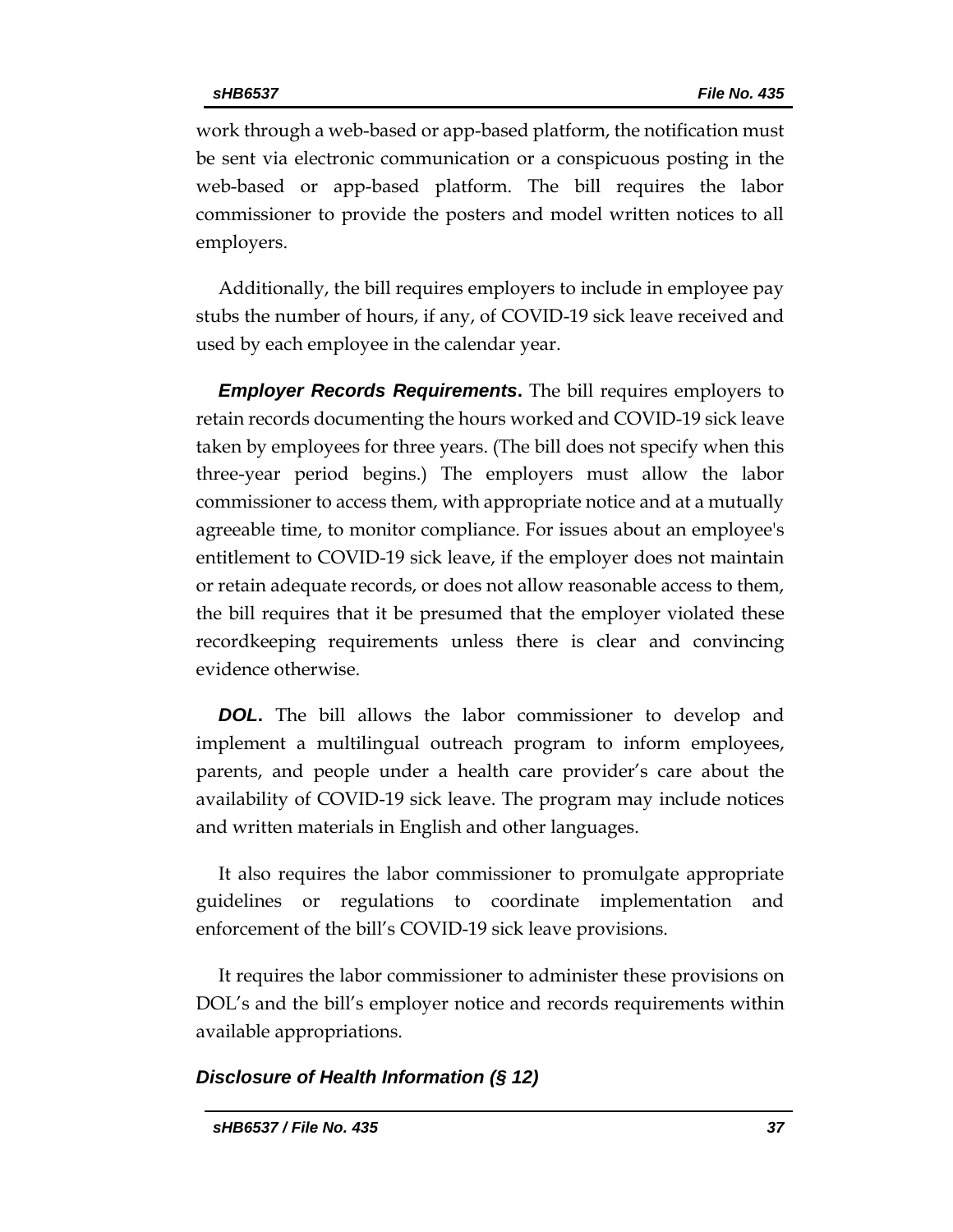work through a web-based or app-based platform, the notification must be sent via electronic communication or a conspicuous posting in the web-based or app-based platform. The bill requires the labor commissioner to provide the posters and model written notices to all employers.

Additionally, the bill requires employers to include in employee pay stubs the number of hours, if any, of COVID-19 sick leave received and used by each employee in the calendar year.

***Employer Records Requirements*.** The bill requires employers to retain records documenting the hours worked and COVID-19 sick leave taken by employees for three years. (The bill does not specify when this three-year period begins.) The employers must allow the labor commissioner to access them, with appropriate notice and at a mutually agreeable time, to monitor compliance. For issues about an employee's entitlement to COVID-19 sick leave, if the employer does not maintain or retain adequate records, or does not allow reasonable access to them, the bill requires that it be presumed that the employer violated these recordkeeping requirements unless there is clear and convincing evidence otherwise.

***DOL*.** The bill allows the labor commissioner to develop and implement a multilingual outreach program to inform employees, parents, and people under a health care provider's care about the availability of COVID-19 sick leave. The program may include notices and written materials in English and other languages.

It also requires the labor commissioner to promulgate appropriate guidelines or regulations to coordinate implementation and enforcement of the bill's COVID-19 sick leave provisions.

It requires the labor commissioner to administer these provisions on DOL's and the bill's employer notice and records requirements within available appropriations.

### *Disclosure of Health Information (§ 12)*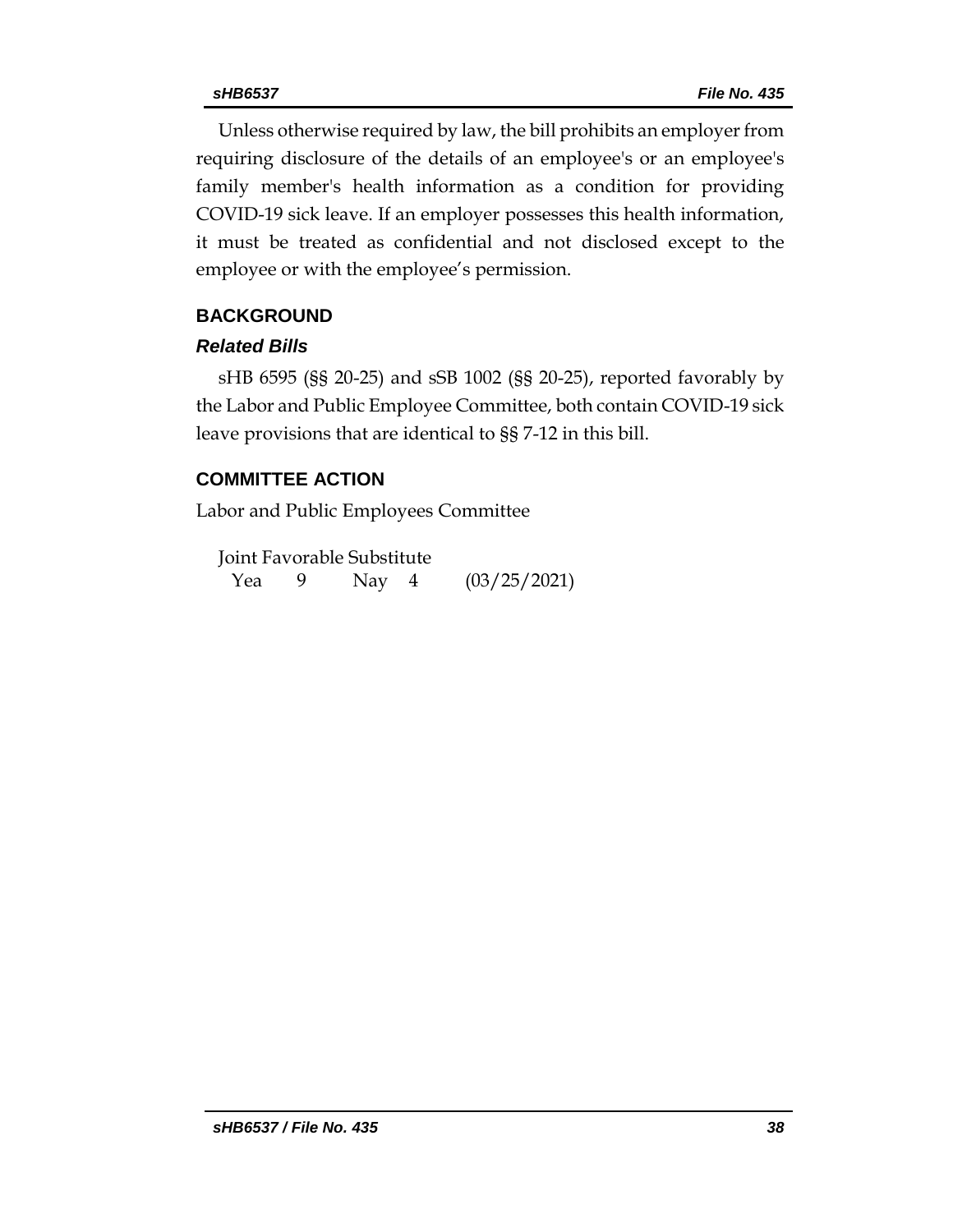Unless otherwise required by law, the bill prohibits an employer from requiring disclosure of the details of an employee's or an employee's family member's health information as a condition for providing COVID-19 sick leave. If an employer possesses this health information, it must be treated as confidential and not disclosed except to the employee or with the employee's permission.

## BACKGROUND

### *Related Bills*

sHB 6595 (§§ 20-25) and sSB 1002 (§§ 20-25), reported favorably by the Labor and Public Employee Committee, both contain COVID-19 sick leave provisions that are identical to §§ 7-12 in this bill.

## COMMITTEE ACTION

Labor and Public Employees Committee

| | | | | |
|---|---|---|---|---|
| Joint Favorable Substitute | | | | |
| Yea | 9 | Nay | 4 | (03/25/2021) |